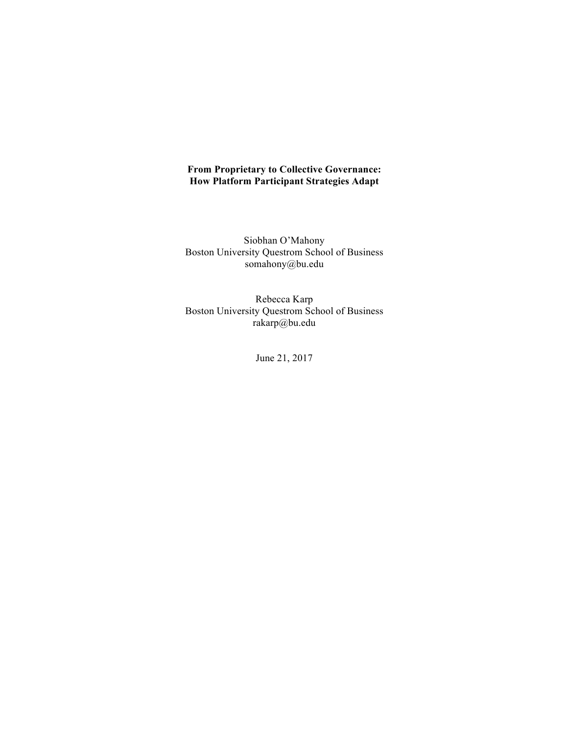# From Proprietary to Collective Governance: How Platform Participant Strategies Adapt

Siobhan O'Mahony
Boston University Questrom School of Business
somahony@bu.edu

Rebecca Karp
Boston University Questrom School of Business
rakarp@bu.edu

June 21, 2017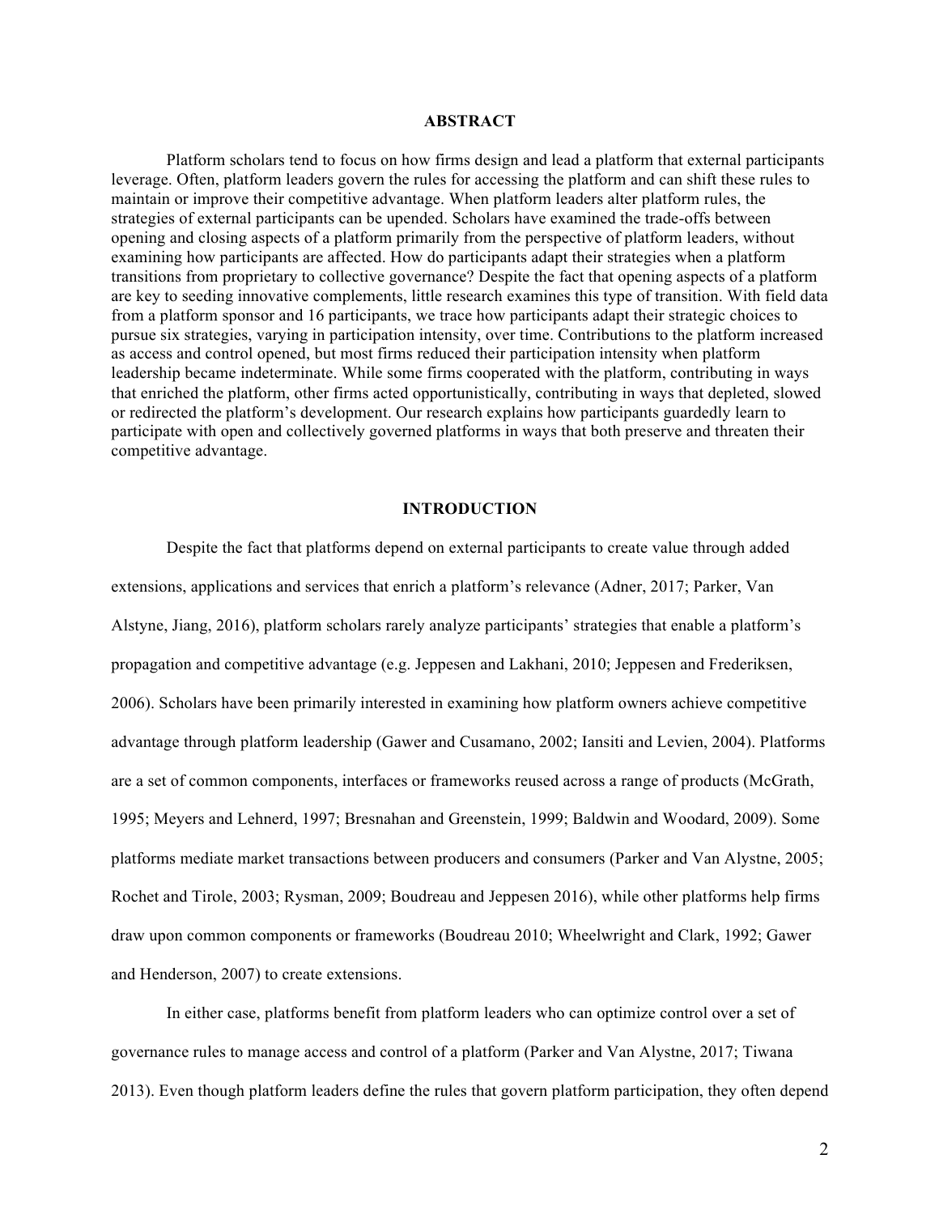## ABSTRACT

Platform scholars tend to focus on how firms design and lead a platform that external participants leverage. Often, platform leaders govern the rules for accessing the platform and can shift these rules to maintain or improve their competitive advantage. When platform leaders alter platform rules, the strategies of external participants can be upended. Scholars have examined the trade-offs between opening and closing aspects of a platform primarily from the perspective of platform leaders, without examining how participants are affected. How do participants adapt their strategies when a platform transitions from proprietary to collective governance? Despite the fact that opening aspects of a platform are key to seeding innovative complements, little research examines this type of transition. With field data from a platform sponsor and 16 participants, we trace how participants adapt their strategic choices to pursue six strategies, varying in participation intensity, over time. Contributions to the platform increased as access and control opened, but most firms reduced their participation intensity when platform leadership became indeterminate. While some firms cooperated with the platform, contributing in ways that enriched the platform, other firms acted opportunistically, contributing in ways that depleted, slowed or redirected the platform's development. Our research explains how participants guardedly learn to participate with open and collectively governed platforms in ways that both preserve and threaten their competitive advantage.

## INTRODUCTION

Despite the fact that platforms depend on external participants to create value through added extensions, applications and services that enrich a platform's relevance (Adner, 2017; Parker, Van Alstyne, Jiang, 2016), platform scholars rarely analyze participants' strategies that enable a platform's propagation and competitive advantage (e.g. Jeppesen and Lakhani, 2010; Jeppesen and Frederiksen, 2006). Scholars have been primarily interested in examining how platform owners achieve competitive advantage through platform leadership (Gawer and Cusamano, 2002; Iansiti and Levien, 2004). Platforms are a set of common components, interfaces or frameworks reused across a range of products (McGrath, 1995; Meyers and Lehnerd, 1997; Bresnahan and Greenstein, 1999; Baldwin and Woodard, 2009). Some platforms mediate market transactions between producers and consumers (Parker and Van Alystne, 2005; Rochet and Tirole, 2003; Rysman, 2009; Boudreau and Jeppesen 2016), while other platforms help firms draw upon common components or frameworks (Boudreau 2010; Wheelwright and Clark, 1992; Gawer and Henderson, 2007) to create extensions.

In either case, platforms benefit from platform leaders who can optimize control over a set of governance rules to manage access and control of a platform (Parker and Van Alystne, 2017; Tiwana 2013). Even though platform leaders define the rules that govern platform participation, they often depend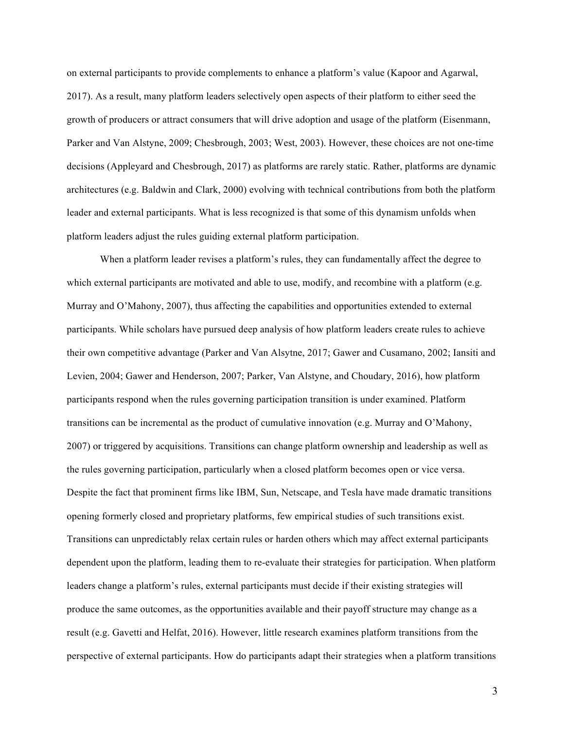on external participants to provide complements to enhance a platform's value (Kapoor and Agarwal, 2017). As a result, many platform leaders selectively open aspects of their platform to either seed the growth of producers or attract consumers that will drive adoption and usage of the platform (Eisenmann, Parker and Van Alstyne, 2009; Chesbrough, 2003; West, 2003). However, these choices are not one-time decisions (Appleyard and Chesbrough, 2017) as platforms are rarely static. Rather, platforms are dynamic architectures (e.g. Baldwin and Clark, 2000) evolving with technical contributions from both the platform leader and external participants. What is less recognized is that some of this dynamism unfolds when platform leaders adjust the rules guiding external platform participation.

When a platform leader revises a platform's rules, they can fundamentally affect the degree to which external participants are motivated and able to use, modify, and recombine with a platform (e.g. Murray and O'Mahony, 2007), thus affecting the capabilities and opportunities extended to external participants. While scholars have pursued deep analysis of how platform leaders create rules to achieve their own competitive advantage (Parker and Van Alsytne, 2017; Gawer and Cusamano, 2002; Iansiti and Levien, 2004; Gawer and Henderson, 2007; Parker, Van Alstyne, and Choudary, 2016), how platform participants respond when the rules governing participation transition is under examined. Platform transitions can be incremental as the product of cumulative innovation (e.g. Murray and O'Mahony, 2007) or triggered by acquisitions. Transitions can change platform ownership and leadership as well as the rules governing participation, particularly when a closed platform becomes open or vice versa. Despite the fact that prominent firms like IBM, Sun, Netscape, and Tesla have made dramatic transitions opening formerly closed and proprietary platforms, few empirical studies of such transitions exist. Transitions can unpredictably relax certain rules or harden others which may affect external participants dependent upon the platform, leading them to re-evaluate their strategies for participation. When platform leaders change a platform's rules, external participants must decide if their existing strategies will produce the same outcomes, as the opportunities available and their payoff structure may change as a result (e.g. Gavetti and Helfat, 2016). However, little research examines platform transitions from the perspective of external participants. How do participants adapt their strategies when a platform transitions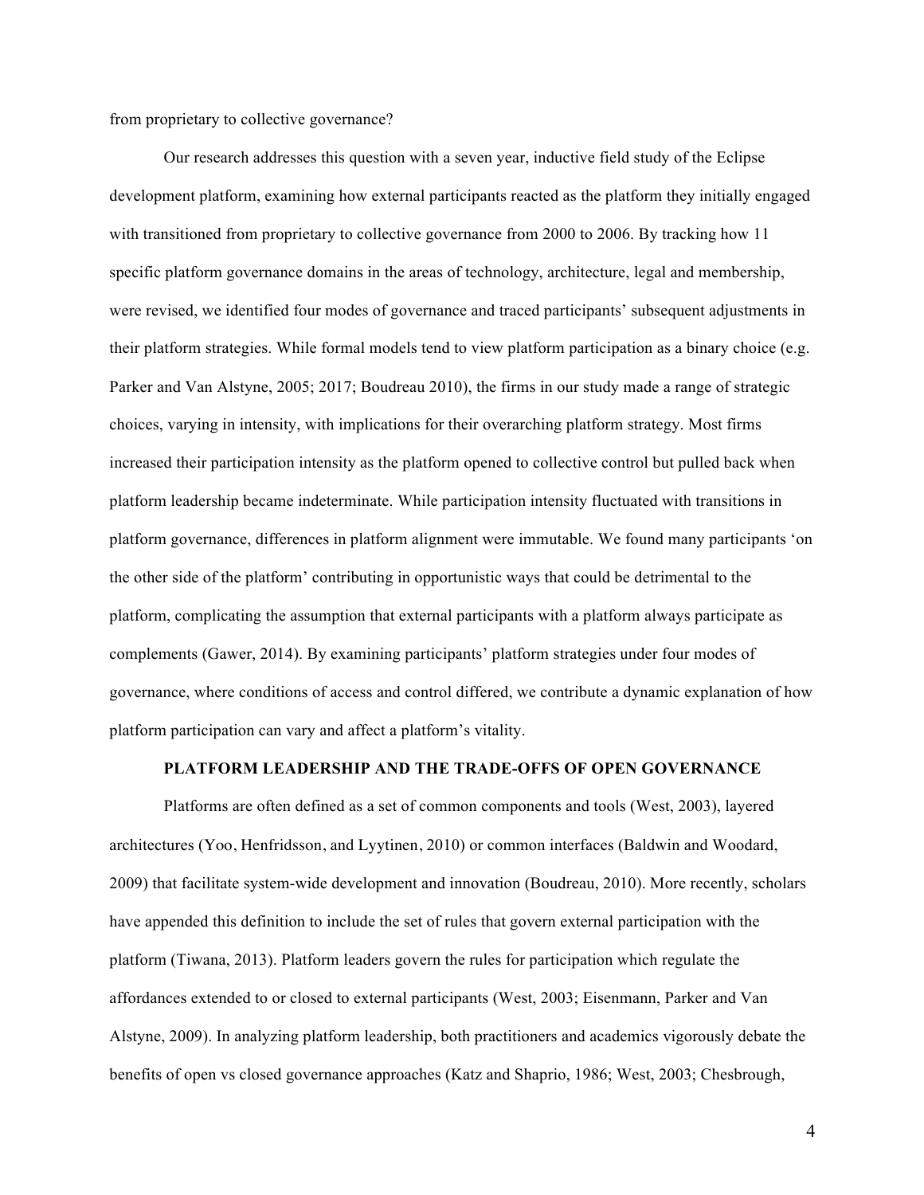from proprietary to collective governance?

Our research addresses this question with a seven year, inductive field study of the Eclipse development platform, examining how external participants reacted as the platform they initially engaged with transitioned from proprietary to collective governance from 2000 to 2006. By tracking how 11 specific platform governance domains in the areas of technology, architecture, legal and membership, were revised, we identified four modes of governance and traced participants' subsequent adjustments in their platform strategies. While formal models tend to view platform participation as a binary choice (e.g. Parker and Van Alstyne, 2005; 2017; Boudreau 2010), the firms in our study made a range of strategic choices, varying in intensity, with implications for their overarching platform strategy. Most firms increased their participation intensity as the platform opened to collective control but pulled back when platform leadership became indeterminate. While participation intensity fluctuated with transitions in platform governance, differences in platform alignment were immutable. We found many participants 'on the other side of the platform' contributing in opportunistic ways that could be detrimental to the platform, complicating the assumption that external participants with a platform always participate as complements (Gawer, 2014). By examining participants' platform strategies under four modes of governance, where conditions of access and control differed, we contribute a dynamic explanation of how platform participation can vary and affect a platform's vitality.

## PLATFORM LEADERSHIP AND THE TRADE-OFFS OF OPEN GOVERNANCE

Platforms are often defined as a set of common components and tools (West, 2003), layered architectures (Yoo, Henfridsson, and Lyytinen, 2010) or common interfaces (Baldwin and Woodard, 2009) that facilitate system-wide development and innovation (Boudreau, 2010). More recently, scholars have appended this definition to include the set of rules that govern external participation with the platform (Tiwana, 2013). Platform leaders govern the rules for participation which regulate the affordances extended to or closed to external participants (West, 2003; Eisenmann, Parker and Van Alstyne, 2009). In analyzing platform leadership, both practitioners and academics vigorously debate the benefits of open vs closed governance approaches (Katz and Shaprio, 1986; West, 2003; Chesbrough,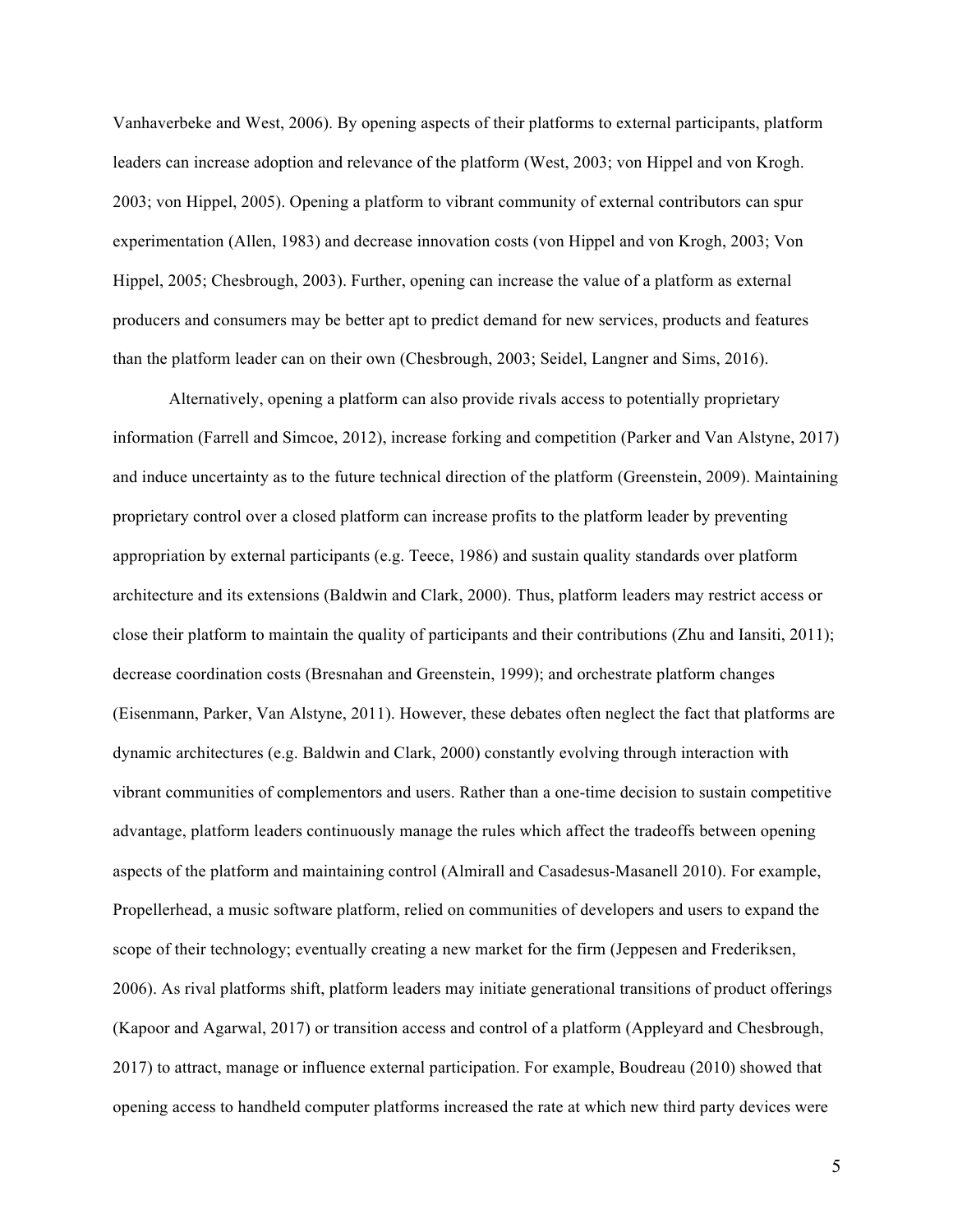Vanhaverbeke and West, 2006). By opening aspects of their platforms to external participants, platform leaders can increase adoption and relevance of the platform (West, 2003; von Hippel and von Krogh. 2003; von Hippel, 2005). Opening a platform to vibrant community of external contributors can spur experimentation (Allen, 1983) and decrease innovation costs (von Hippel and von Krogh, 2003; Von Hippel, 2005; Chesbrough, 2003). Further, opening can increase the value of a platform as external producers and consumers may be better apt to predict demand for new services, products and features than the platform leader can on their own (Chesbrough, 2003; Seidel, Langner and Sims, 2016).

Alternatively, opening a platform can also provide rivals access to potentially proprietary information (Farrell and Simcoe, 2012), increase forking and competition (Parker and Van Alstyne, 2017) and induce uncertainty as to the future technical direction of the platform (Greenstein, 2009). Maintaining proprietary control over a closed platform can increase profits to the platform leader by preventing appropriation by external participants (e.g. Teece, 1986) and sustain quality standards over platform architecture and its extensions (Baldwin and Clark, 2000). Thus, platform leaders may restrict access or close their platform to maintain the quality of participants and their contributions (Zhu and Iansiti, 2011); decrease coordination costs (Bresnahan and Greenstein, 1999); and orchestrate platform changes (Eisenmann, Parker, Van Alstyne, 2011). However, these debates often neglect the fact that platforms are dynamic architectures (e.g. Baldwin and Clark, 2000) constantly evolving through interaction with vibrant communities of complementors and users. Rather than a one-time decision to sustain competitive advantage, platform leaders continuously manage the rules which affect the tradeoffs between opening aspects of the platform and maintaining control (Almirall and Casadesus-Masanell 2010). For example, Propellerhead, a music software platform, relied on communities of developers and users to expand the scope of their technology; eventually creating a new market for the firm (Jeppesen and Frederiksen, 2006). As rival platforms shift, platform leaders may initiate generational transitions of product offerings (Kapoor and Agarwal, 2017) or transition access and control of a platform (Appleyard and Chesbrough, 2017) to attract, manage or influence external participation. For example, Boudreau (2010) showed that opening access to handheld computer platforms increased the rate at which new third party devices were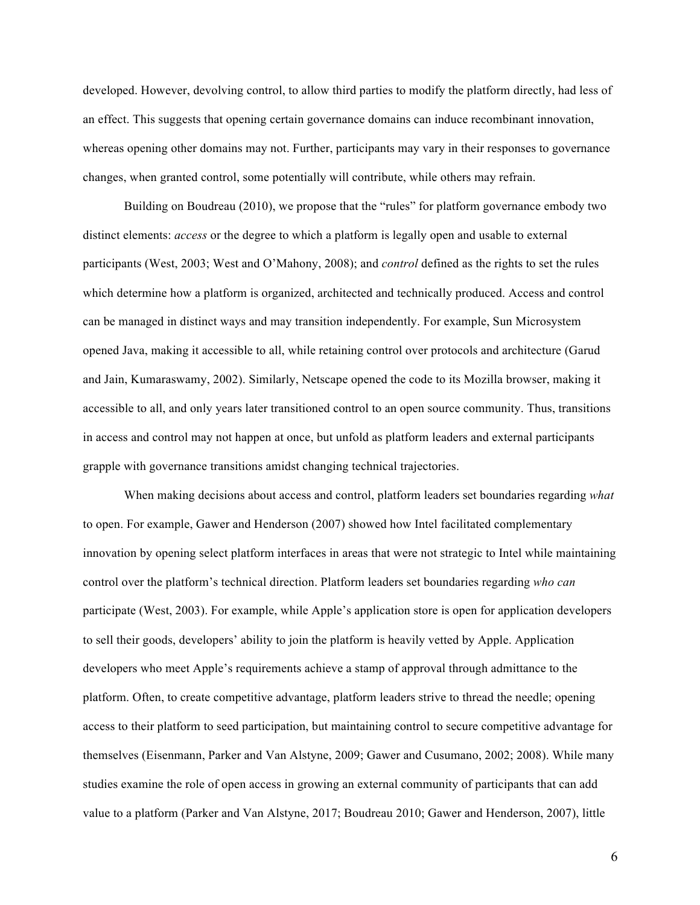developed. However, devolving control, to allow third parties to modify the platform directly, had less of an effect. This suggests that opening certain governance domains can induce recombinant innovation, whereas opening other domains may not. Further, participants may vary in their responses to governance changes, when granted control, some potentially will contribute, while others may refrain.

Building on Boudreau (2010), we propose that the "rules" for platform governance embody two distinct elements: *access* or the degree to which a platform is legally open and usable to external participants (West, 2003; West and O'Mahony, 2008); and *control* defined as the rights to set the rules which determine how a platform is organized, architected and technically produced. Access and control can be managed in distinct ways and may transition independently. For example, Sun Microsystem opened Java, making it accessible to all, while retaining control over protocols and architecture (Garud and Jain, Kumaraswamy, 2002). Similarly, Netscape opened the code to its Mozilla browser, making it accessible to all, and only years later transitioned control to an open source community. Thus, transitions in access and control may not happen at once, but unfold as platform leaders and external participants grapple with governance transitions amidst changing technical trajectories.

When making decisions about access and control, platform leaders set boundaries regarding *what* to open. For example, Gawer and Henderson (2007) showed how Intel facilitated complementary innovation by opening select platform interfaces in areas that were not strategic to Intel while maintaining control over the platform's technical direction. Platform leaders set boundaries regarding *who can* participate (West, 2003). For example, while Apple's application store is open for application developers to sell their goods, developers' ability to join the platform is heavily vetted by Apple. Application developers who meet Apple's requirements achieve a stamp of approval through admittance to the platform. Often, to create competitive advantage, platform leaders strive to thread the needle; opening access to their platform to seed participation, but maintaining control to secure competitive advantage for themselves (Eisenmann, Parker and Van Alstyne, 2009; Gawer and Cusumano, 2002; 2008). While many studies examine the role of open access in growing an external community of participants that can add value to a platform (Parker and Van Alstyne, 2017; Boudreau 2010; Gawer and Henderson, 2007), little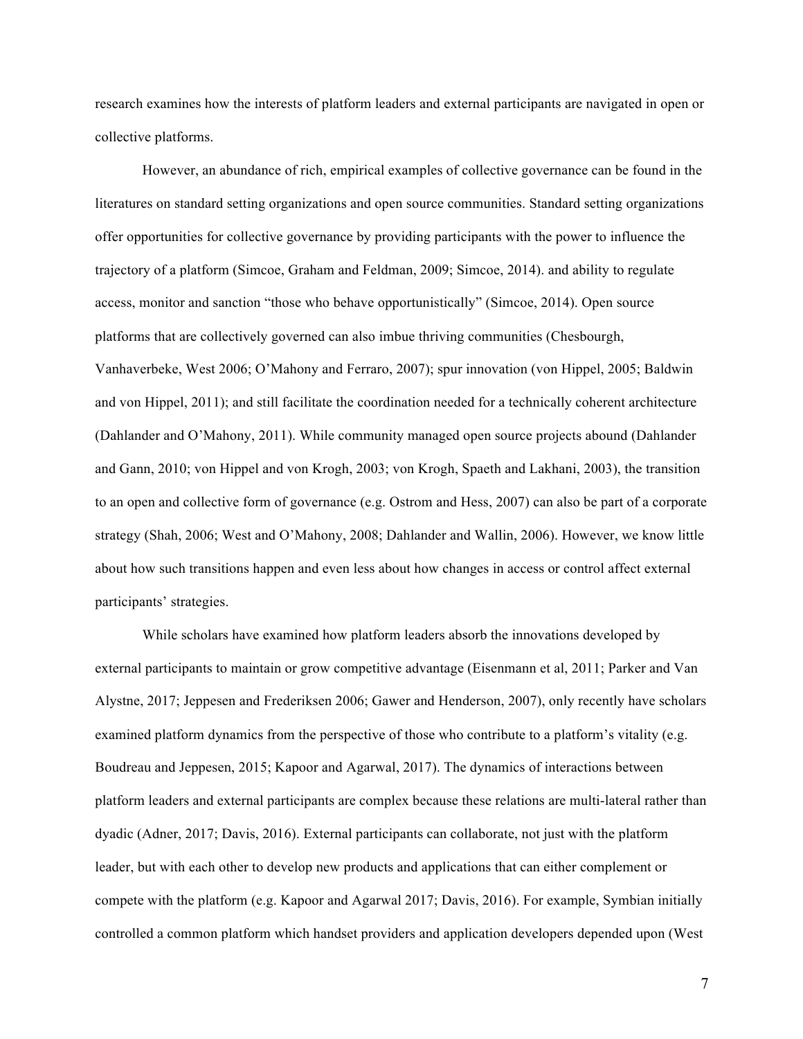research examines how the interests of platform leaders and external participants are navigated in open or collective platforms.

However, an abundance of rich, empirical examples of collective governance can be found in the literatures on standard setting organizations and open source communities. Standard setting organizations offer opportunities for collective governance by providing participants with the power to influence the trajectory of a platform (Simcoe, Graham and Feldman, 2009; Simcoe, 2014). and ability to regulate access, monitor and sanction "those who behave opportunistically" (Simcoe, 2014). Open source platforms that are collectively governed can also imbue thriving communities (Chesbourgh, Vanhaverbeke, West 2006; O'Mahony and Ferraro, 2007); spur innovation (von Hippel, 2005; Baldwin and von Hippel, 2011); and still facilitate the coordination needed for a technically coherent architecture (Dahlander and O'Mahony, 2011). While community managed open source projects abound (Dahlander and Gann, 2010; von Hippel and von Krogh, 2003; von Krogh, Spaeth and Lakhani, 2003), the transition to an open and collective form of governance (e.g. Ostrom and Hess, 2007) can also be part of a corporate strategy (Shah, 2006; West and O'Mahony, 2008; Dahlander and Wallin, 2006). However, we know little about how such transitions happen and even less about how changes in access or control affect external participants' strategies.

While scholars have examined how platform leaders absorb the innovations developed by external participants to maintain or grow competitive advantage (Eisenmann et al, 2011; Parker and Van Alystne, 2017; Jeppesen and Frederiksen 2006; Gawer and Henderson, 2007), only recently have scholars examined platform dynamics from the perspective of those who contribute to a platform's vitality (e.g. Boudreau and Jeppesen, 2015; Kapoor and Agarwal, 2017). The dynamics of interactions between platform leaders and external participants are complex because these relations are multi-lateral rather than dyadic (Adner, 2017; Davis, 2016). External participants can collaborate, not just with the platform leader, but with each other to develop new products and applications that can either complement or compete with the platform (e.g. Kapoor and Agarwal 2017; Davis, 2016). For example, Symbian initially controlled a common platform which handset providers and application developers depended upon (West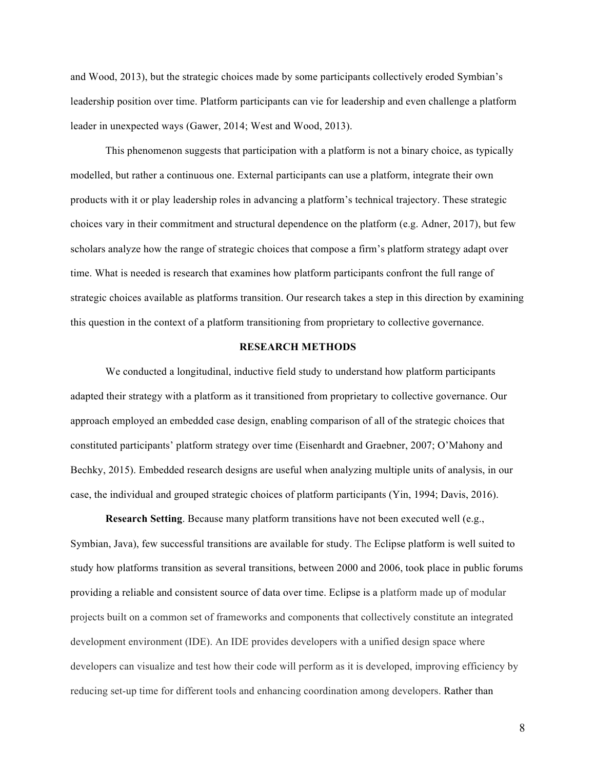and Wood, 2013), but the strategic choices made by some participants collectively eroded Symbian's leadership position over time. Platform participants can vie for leadership and even challenge a platform leader in unexpected ways (Gawer, 2014; West and Wood, 2013).

This phenomenon suggests that participation with a platform is not a binary choice, as typically modelled, but rather a continuous one. External participants can use a platform, integrate their own products with it or play leadership roles in advancing a platform's technical trajectory. These strategic choices vary in their commitment and structural dependence on the platform (e.g. Adner, 2017), but few scholars analyze how the range of strategic choices that compose a firm's platform strategy adapt over time. What is needed is research that examines how platform participants confront the full range of strategic choices available as platforms transition. Our research takes a step in this direction by examining this question in the context of a platform transitioning from proprietary to collective governance.

## RESEARCH METHODS

We conducted a longitudinal, inductive field study to understand how platform participants adapted their strategy with a platform as it transitioned from proprietary to collective governance. Our approach employed an embedded case design, enabling comparison of all of the strategic choices that constituted participants' platform strategy over time (Eisenhardt and Graebner, 2007; O'Mahony and Bechky, 2015). Embedded research designs are useful when analyzing multiple units of analysis, in our case, the individual and grouped strategic choices of platform participants (Yin, 1994; Davis, 2016).

**Research Setting**. Because many platform transitions have not been executed well (e.g., Symbian, Java), few successful transitions are available for study. The Eclipse platform is well suited to study how platforms transition as several transitions, between 2000 and 2006, took place in public forums providing a reliable and consistent source of data over time. Eclipse is a platform made up of modular projects built on a common set of frameworks and components that collectively constitute an integrated development environment (IDE). An IDE provides developers with a unified design space where developers can visualize and test how their code will perform as it is developed, improving efficiency by reducing set-up time for different tools and enhancing coordination among developers. Rather than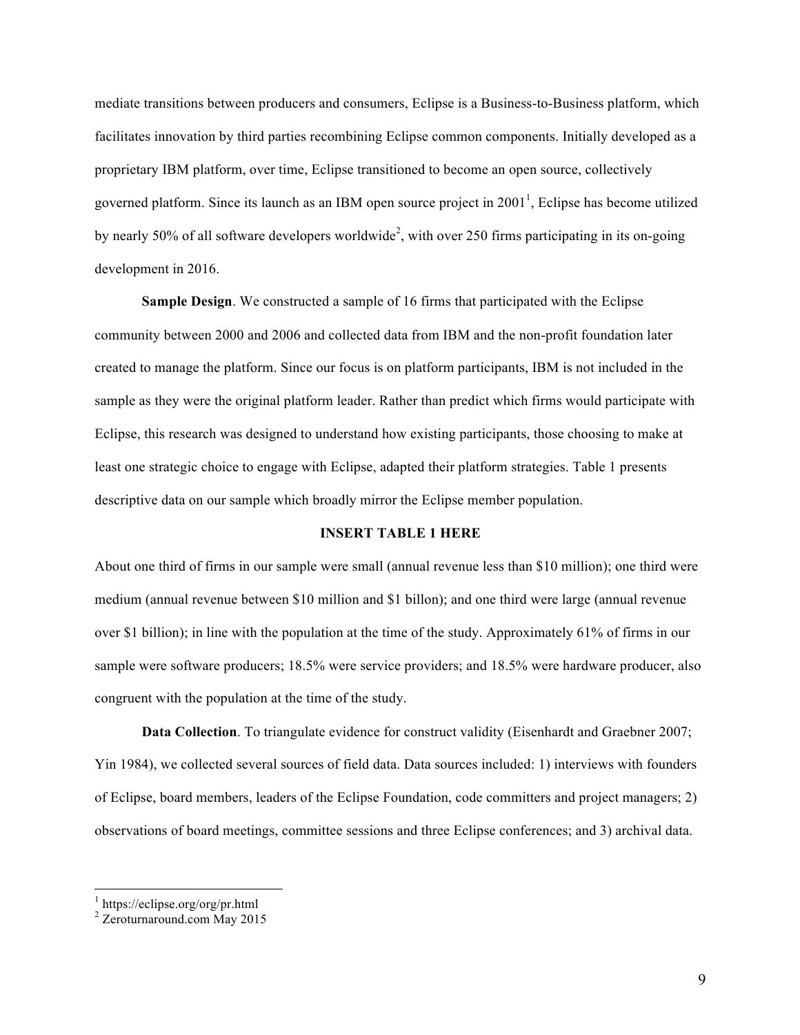mediate transitions between producers and consumers, Eclipse is a Business-to-Business platform, which facilitates innovation by third parties recombining Eclipse common components. Initially developed as a proprietary IBM platform, over time, Eclipse transitioned to become an open source, collectively governed platform. Since its launch as an IBM open source project in 2001[1], Eclipse has become utilized by nearly 50% of all software developers worldwide[2], with over 250 firms participating in its on-going development in 2016.

**Sample Design**. We constructed a sample of 16 firms that participated with the Eclipse community between 2000 and 2006 and collected data from IBM and the non-profit foundation later created to manage the platform. Since our focus is on platform participants, IBM is not included in the sample as they were the original platform leader. Rather than predict which firms would participate with Eclipse, this research was designed to understand how existing participants, those choosing to make at least one strategic choice to engage with Eclipse, adapted their platform strategies. Table 1 presents descriptive data on our sample which broadly mirror the Eclipse member population.

**INSERT TABLE 1 HERE**

About one third of firms in our sample were small (annual revenue less than $10 million); one third were medium (annual revenue between $10 million and $1 billon); and one third were large (annual revenue over $1 billion); in line with the population at the time of the study. Approximately 61% of firms in our sample were software producers; 18.5% were service providers; and 18.5% were hardware producer, also congruent with the population at the time of the study.

**Data Collection**. To triangulate evidence for construct validity (Eisenhardt and Graebner 2007; Yin 1984), we collected several sources of field data. Data sources included: 1) interviews with founders of Eclipse, board members, leaders of the Eclipse Foundation, code committers and project managers; 2) observations of board meetings, committee sessions and three Eclipse conferences; and 3) archival data.

---

[1] https://eclipse.org/org/pr.html

[2] Zeroturnaround.com May 2015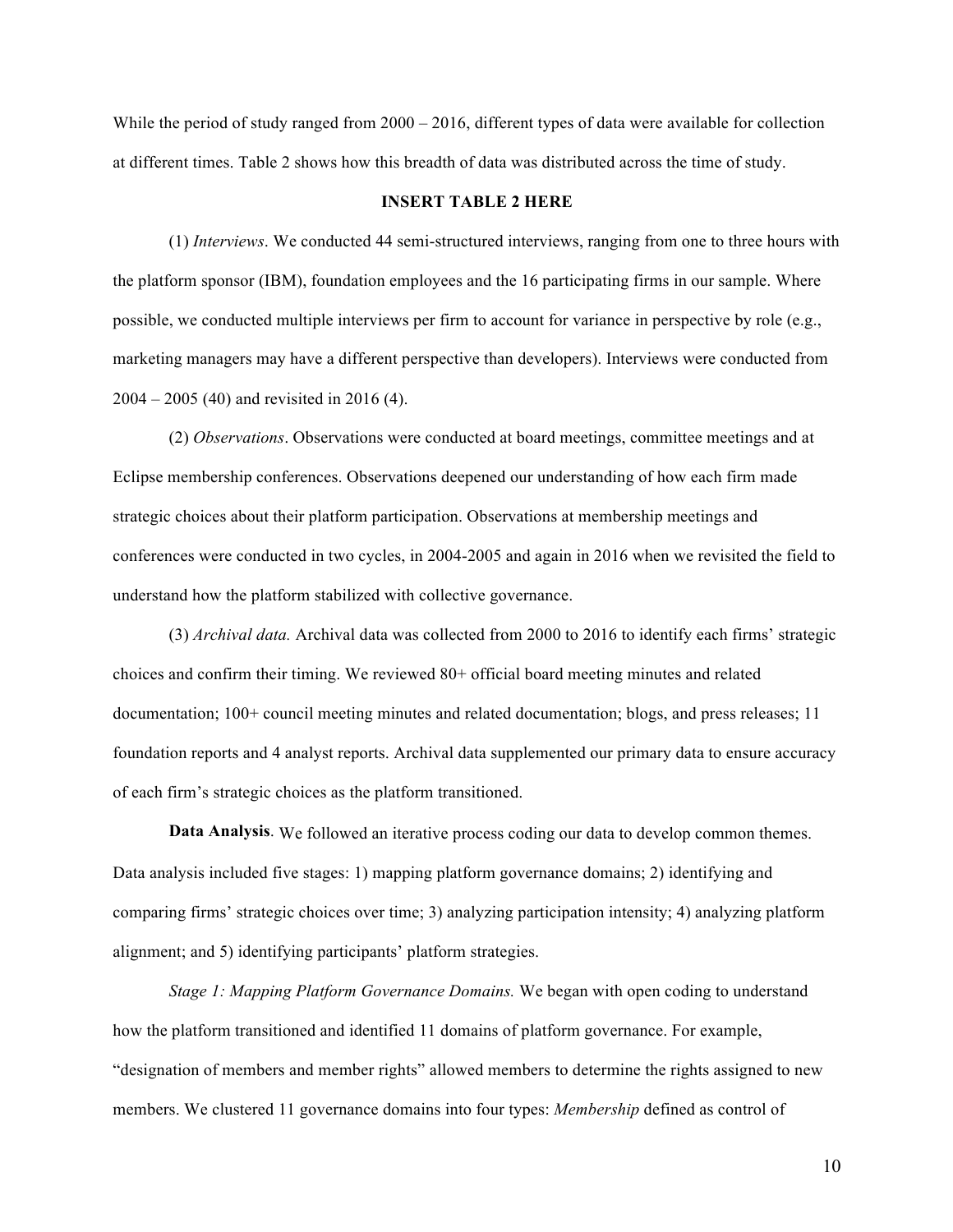While the period of study ranged from 2000 – 2016, different types of data were available for collection at different times. Table 2 shows how this breadth of data was distributed across the time of study.

**INSERT TABLE 2 HERE**

(1) *Interviews*. We conducted 44 semi-structured interviews, ranging from one to three hours with the platform sponsor (IBM), foundation employees and the 16 participating firms in our sample. Where possible, we conducted multiple interviews per firm to account for variance in perspective by role (e.g., marketing managers may have a different perspective than developers). Interviews were conducted from 2004 – 2005 (40) and revisited in 2016 (4).

(2) *Observations*. Observations were conducted at board meetings, committee meetings and at Eclipse membership conferences. Observations deepened our understanding of how each firm made strategic choices about their platform participation. Observations at membership meetings and conferences were conducted in two cycles, in 2004-2005 and again in 2016 when we revisited the field to understand how the platform stabilized with collective governance.

(3) *Archival data.* Archival data was collected from 2000 to 2016 to identify each firms' strategic choices and confirm their timing. We reviewed 80+ official board meeting minutes and related documentation; 100+ council meeting minutes and related documentation; blogs, and press releases; 11 foundation reports and 4 analyst reports. Archival data supplemented our primary data to ensure accuracy of each firm's strategic choices as the platform transitioned.

**Data Analysis**. We followed an iterative process coding our data to develop common themes. Data analysis included five stages: 1) mapping platform governance domains; 2) identifying and comparing firms' strategic choices over time; 3) analyzing participation intensity; 4) analyzing platform alignment; and 5) identifying participants' platform strategies.

*Stage 1: Mapping Platform Governance Domains.* We began with open coding to understand how the platform transitioned and identified 11 domains of platform governance. For example, "designation of members and member rights" allowed members to determine the rights assigned to new members. We clustered 11 governance domains into four types: *Membership* defined as control of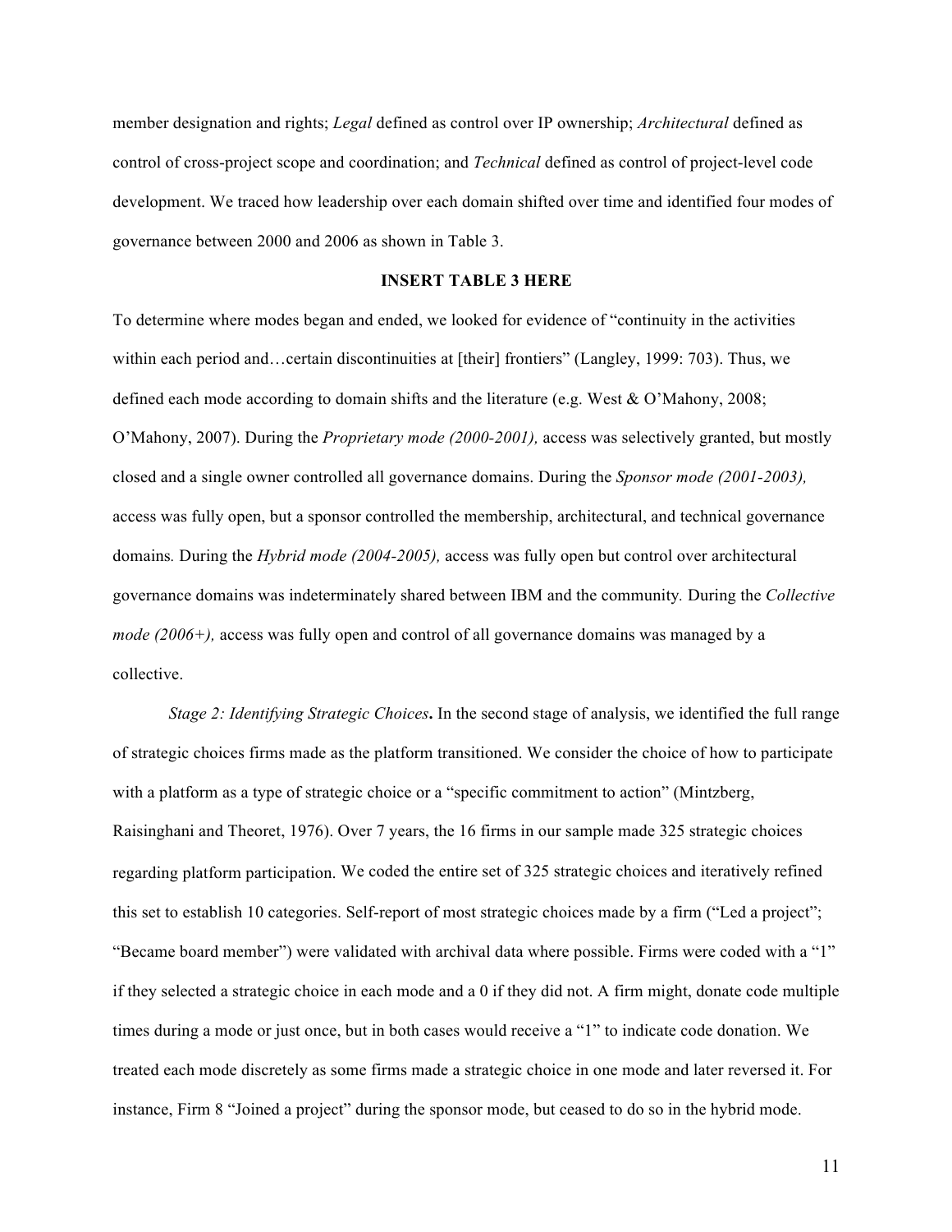member designation and rights; *Legal* defined as control over IP ownership; *Architectural* defined as control of cross-project scope and coordination; and *Technical* defined as control of project-level code development. We traced how leadership over each domain shifted over time and identified four modes of governance between 2000 and 2006 as shown in Table 3.

**INSERT TABLE 3 HERE**

To determine where modes began and ended, we looked for evidence of "continuity in the activities within each period and…certain discontinuities at [their] frontiers" (Langley, 1999: 703). Thus, we defined each mode according to domain shifts and the literature (e.g. West & O'Mahony, 2008; O'Mahony, 2007). During the *Proprietary mode (2000-2001),* access was selectively granted, but mostly closed and a single owner controlled all governance domains. During the *Sponsor mode (2001-2003),* access was fully open, but a sponsor controlled the membership, architectural, and technical governance domains. During the *Hybrid mode (2004-2005),* access was fully open but control over architectural governance domains was indeterminately shared between IBM and the community. During the *Collective mode (2006+),* access was fully open and control of all governance domains was managed by a collective.

*Stage 2: Identifying Strategic Choices***.** In the second stage of analysis, we identified the full range of strategic choices firms made as the platform transitioned. We consider the choice of how to participate with a platform as a type of strategic choice or a "specific commitment to action" (Mintzberg, Raisinghani and Theoret, 1976). Over 7 years, the 16 firms in our sample made 325 strategic choices regarding platform participation. We coded the entire set of 325 strategic choices and iteratively refined this set to establish 10 categories. Self-report of most strategic choices made by a firm ("Led a project"; "Became board member") were validated with archival data where possible. Firms were coded with a "1" if they selected a strategic choice in each mode and a 0 if they did not. A firm might, donate code multiple times during a mode or just once, but in both cases would receive a "1" to indicate code donation. We treated each mode discretely as some firms made a strategic choice in one mode and later reversed it. For instance, Firm 8 "Joined a project" during the sponsor mode, but ceased to do so in the hybrid mode.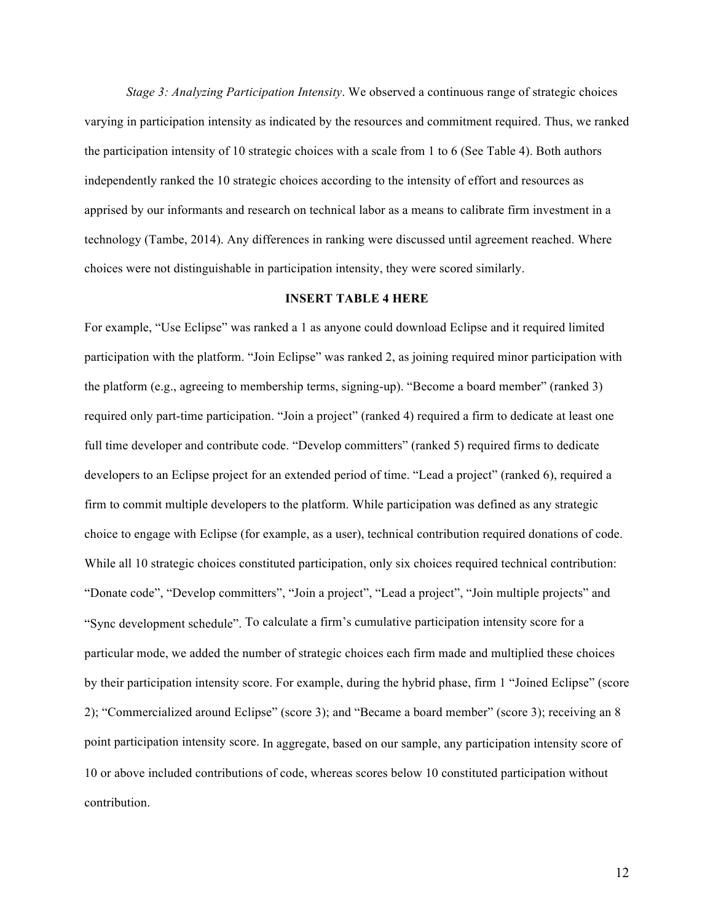*Stage 3: Analyzing Participation Intensity*. We observed a continuous range of strategic choices varying in participation intensity as indicated by the resources and commitment required. Thus, we ranked the participation intensity of 10 strategic choices with a scale from 1 to 6 (See Table 4). Both authors independently ranked the 10 strategic choices according to the intensity of effort and resources as apprised by our informants and research on technical labor as a means to calibrate firm investment in a technology (Tambe, 2014). Any differences in ranking were discussed until agreement reached. Where choices were not distinguishable in participation intensity, they were scored similarly.

**INSERT TABLE 4 HERE**

For example, "Use Eclipse" was ranked a 1 as anyone could download Eclipse and it required limited participation with the platform. "Join Eclipse" was ranked 2, as joining required minor participation with the platform (e.g., agreeing to membership terms, signing-up). "Become a board member" (ranked 3) required only part-time participation. "Join a project" (ranked 4) required a firm to dedicate at least one full time developer and contribute code. "Develop committers" (ranked 5) required firms to dedicate developers to an Eclipse project for an extended period of time. "Lead a project" (ranked 6), required a firm to commit multiple developers to the platform. While participation was defined as any strategic choice to engage with Eclipse (for example, as a user), technical contribution required donations of code. While all 10 strategic choices constituted participation, only six choices required technical contribution: "Donate code", "Develop committers", "Join a project", "Lead a project", "Join multiple projects" and "Sync development schedule". To calculate a firm's cumulative participation intensity score for a particular mode, we added the number of strategic choices each firm made and multiplied these choices by their participation intensity score. For example, during the hybrid phase, firm 1 "Joined Eclipse" (score 2); "Commercialized around Eclipse" (score 3); and "Became a board member" (score 3); receiving an 8 point participation intensity score. In aggregate, based on our sample, any participation intensity score of 10 or above included contributions of code, whereas scores below 10 constituted participation without contribution.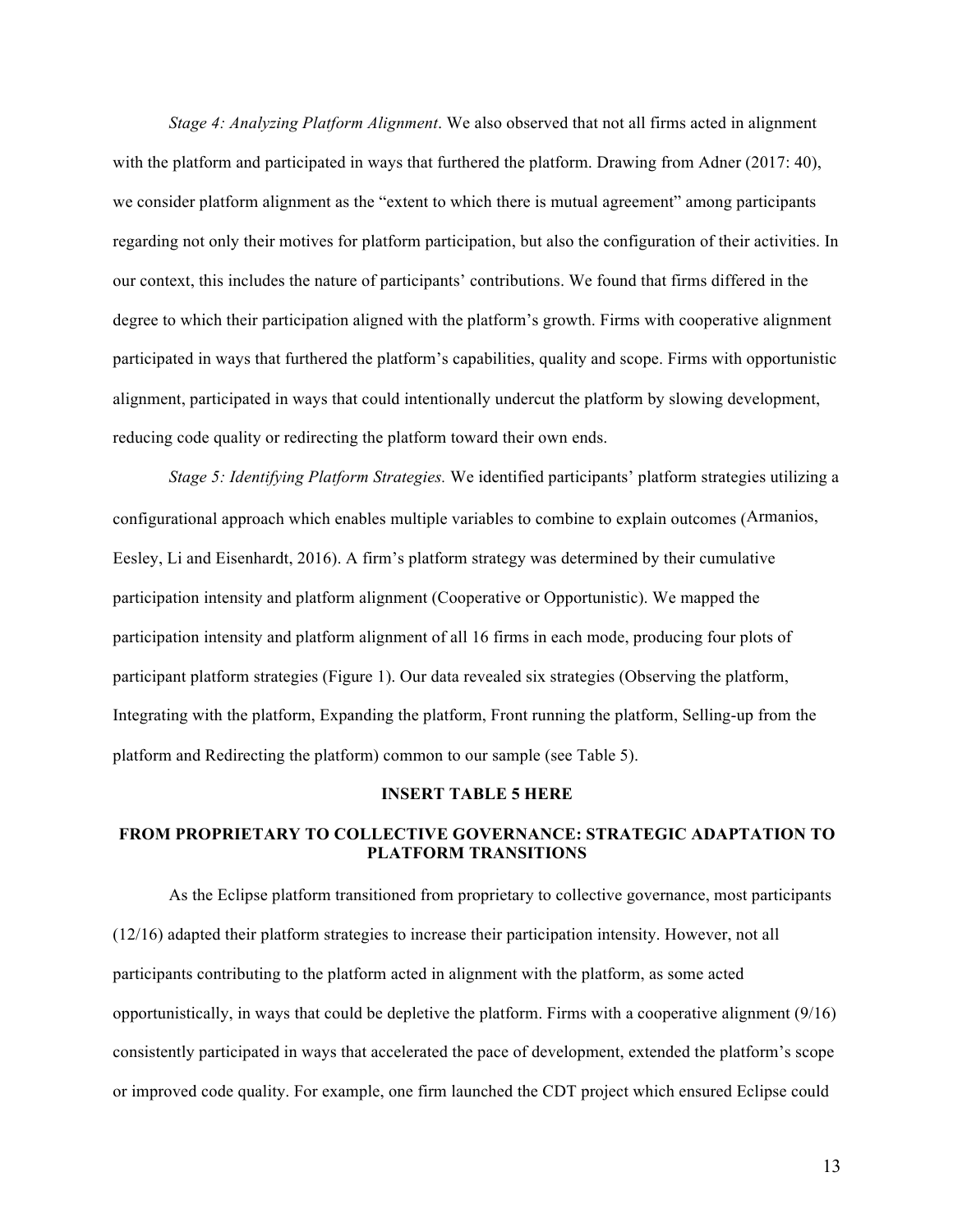*Stage 4: Analyzing Platform Alignment*. We also observed that not all firms acted in alignment with the platform and participated in ways that furthered the platform. Drawing from Adner (2017: 40), we consider platform alignment as the "extent to which there is mutual agreement" among participants regarding not only their motives for platform participation, but also the configuration of their activities. In our context, this includes the nature of participants' contributions. We found that firms differed in the degree to which their participation aligned with the platform's growth. Firms with cooperative alignment participated in ways that furthered the platform's capabilities, quality and scope. Firms with opportunistic alignment, participated in ways that could intentionally undercut the platform by slowing development, reducing code quality or redirecting the platform toward their own ends.

*Stage 5: Identifying Platform Strategies.* We identified participants' platform strategies utilizing a configurational approach which enables multiple variables to combine to explain outcomes (Armanios, Eesley, Li and Eisenhardt, 2016). A firm's platform strategy was determined by their cumulative participation intensity and platform alignment (Cooperative or Opportunistic). We mapped the participation intensity and platform alignment of all 16 firms in each mode, producing four plots of participant platform strategies (Figure 1). Our data revealed six strategies (Observing the platform, Integrating with the platform, Expanding the platform, Front running the platform, Selling-up from the platform and Redirecting the platform) common to our sample (see Table 5).

**INSERT TABLE 5 HERE**

## FROM PROPRIETARY TO COLLECTIVE GOVERNANCE: STRATEGIC ADAPTATION TO PLATFORM TRANSITIONS

As the Eclipse platform transitioned from proprietary to collective governance, most participants (12/16) adapted their platform strategies to increase their participation intensity. However, not all participants contributing to the platform acted in alignment with the platform, as some acted opportunistically, in ways that could be depletive the platform. Firms with a cooperative alignment (9/16) consistently participated in ways that accelerated the pace of development, extended the platform's scope or improved code quality. For example, one firm launched the CDT project which ensured Eclipse could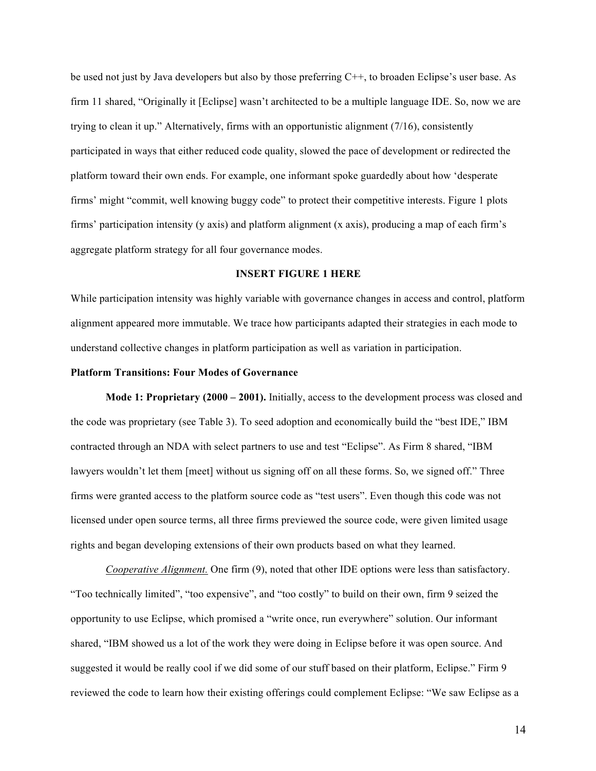be used not just by Java developers but also by those preferring C++, to broaden Eclipse's user base. As firm 11 shared, "Originally it [Eclipse] wasn't architected to be a multiple language IDE. So, now we are trying to clean it up." Alternatively, firms with an opportunistic alignment (7/16), consistently participated in ways that either reduced code quality, slowed the pace of development or redirected the platform toward their own ends. For example, one informant spoke guardedly about how 'desperate firms' might "commit, well knowing buggy code" to protect their competitive interests. Figure 1 plots firms' participation intensity (y axis) and platform alignment (x axis), producing a map of each firm's aggregate platform strategy for all four governance modes.

**INSERT FIGURE 1 HERE**

While participation intensity was highly variable with governance changes in access and control, platform alignment appeared more immutable. We trace how participants adapted their strategies in each mode to understand collective changes in platform participation as well as variation in participation.

**Platform Transitions: Four Modes of Governance**

**Mode 1: Proprietary (2000 – 2001).** Initially, access to the development process was closed and the code was proprietary (see Table 3). To seed adoption and economically build the "best IDE," IBM contracted through an NDA with select partners to use and test "Eclipse". As Firm 8 shared, "IBM lawyers wouldn't let them [meet] without us signing off on all these forms. So, we signed off." Three firms were granted access to the platform source code as "test users". Even though this code was not licensed under open source terms, all three firms previewed the source code, were given limited usage rights and began developing extensions of their own products based on what they learned.

<u>*Cooperative Alignment.*</u> One firm (9), noted that other IDE options were less than satisfactory. "Too technically limited", "too expensive", and "too costly" to build on their own, firm 9 seized the opportunity to use Eclipse, which promised a "write once, run everywhere" solution. Our informant shared, "IBM showed us a lot of the work they were doing in Eclipse before it was open source. And suggested it would be really cool if we did some of our stuff based on their platform, Eclipse." Firm 9 reviewed the code to learn how their existing offerings could complement Eclipse: "We saw Eclipse as a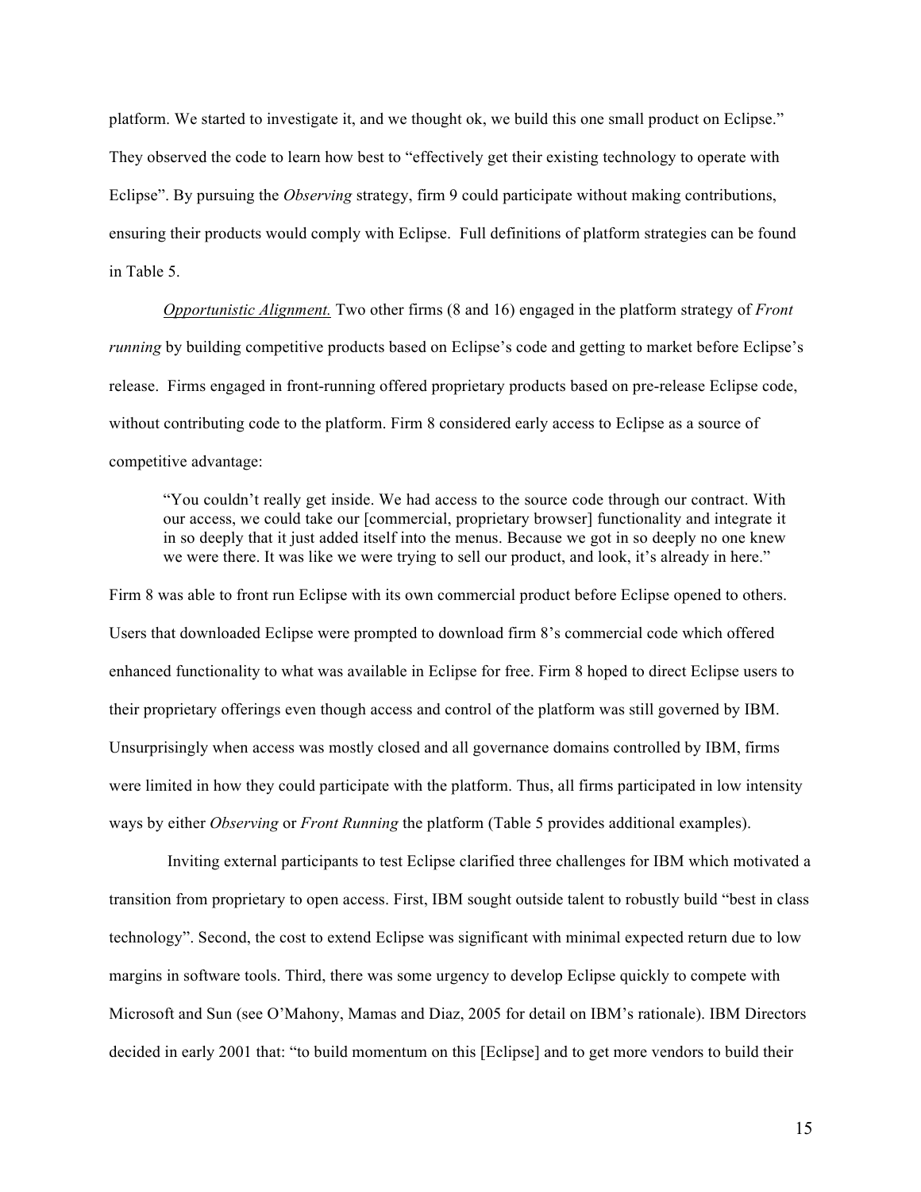platform. We started to investigate it, and we thought ok, we build this one small product on Eclipse." They observed the code to learn how best to "effectively get their existing technology to operate with Eclipse". By pursuing the *Observing* strategy, firm 9 could participate without making contributions, ensuring their products would comply with Eclipse. Full definitions of platform strategies can be found in Table 5.

*Opportunistic Alignment.* Two other firms (8 and 16) engaged in the platform strategy of *Front running* by building competitive products based on Eclipse's code and getting to market before Eclipse's release. Firms engaged in front-running offered proprietary products based on pre-release Eclipse code, without contributing code to the platform. Firm 8 considered early access to Eclipse as a source of competitive advantage:

> "You couldn't really get inside. We had access to the source code through our contract. With our access, we could take our [commercial, proprietary browser] functionality and integrate it in so deeply that it just added itself into the menus. Because we got in so deeply no one knew we were there. It was like we were trying to sell our product, and look, it's already in here."

Firm 8 was able to front run Eclipse with its own commercial product before Eclipse opened to others. Users that downloaded Eclipse were prompted to download firm 8's commercial code which offered enhanced functionality to what was available in Eclipse for free. Firm 8 hoped to direct Eclipse users to their proprietary offerings even though access and control of the platform was still governed by IBM. Unsurprisingly when access was mostly closed and all governance domains controlled by IBM, firms were limited in how they could participate with the platform. Thus, all firms participated in low intensity ways by either *Observing* or *Front Running* the platform (Table 5 provides additional examples).

Inviting external participants to test Eclipse clarified three challenges for IBM which motivated a transition from proprietary to open access. First, IBM sought outside talent to robustly build "best in class technology". Second, the cost to extend Eclipse was significant with minimal expected return due to low margins in software tools. Third, there was some urgency to develop Eclipse quickly to compete with Microsoft and Sun (see O'Mahony, Mamas and Diaz, 2005 for detail on IBM's rationale). IBM Directors decided in early 2001 that: "to build momentum on this [Eclipse] and to get more vendors to build their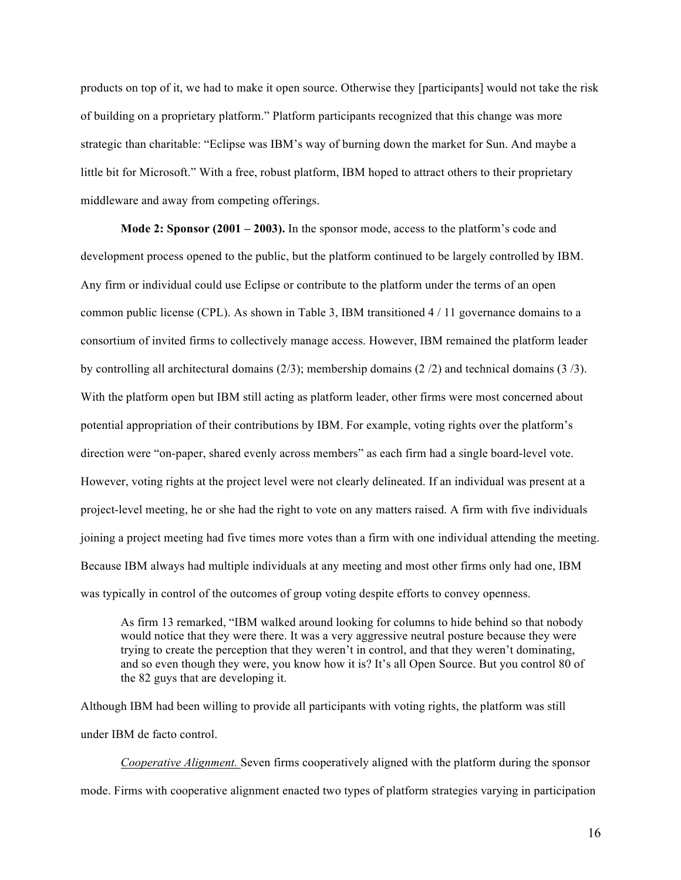products on top of it, we had to make it open source. Otherwise they [participants] would not take the risk of building on a proprietary platform." Platform participants recognized that this change was more strategic than charitable: "Eclipse was IBM's way of burning down the market for Sun. And maybe a little bit for Microsoft." With a free, robust platform, IBM hoped to attract others to their proprietary middleware and away from competing offerings.

**Mode 2: Sponsor (2001 – 2003).** In the sponsor mode, access to the platform's code and development process opened to the public, but the platform continued to be largely controlled by IBM. Any firm or individual could use Eclipse or contribute to the platform under the terms of an open common public license (CPL). As shown in Table 3, IBM transitioned 4 / 11 governance domains to a consortium of invited firms to collectively manage access. However, IBM remained the platform leader by controlling all architectural domains (2/3); membership domains (2 /2) and technical domains (3 /3). With the platform open but IBM still acting as platform leader, other firms were most concerned about potential appropriation of their contributions by IBM. For example, voting rights over the platform's direction were "on-paper, shared evenly across members" as each firm had a single board-level vote. However, voting rights at the project level were not clearly delineated. If an individual was present at a project-level meeting, he or she had the right to vote on any matters raised. A firm with five individuals joining a project meeting had five times more votes than a firm with one individual attending the meeting. Because IBM always had multiple individuals at any meeting and most other firms only had one, IBM was typically in control of the outcomes of group voting despite efforts to convey openness.

> As firm 13 remarked, "IBM walked around looking for columns to hide behind so that nobody would notice that they were there. It was a very aggressive neutral posture because they were trying to create the perception that they weren't in control, and that they weren't dominating, and so even though they were, you know how it is? It's all Open Source. But you control 80 of the 82 guys that are developing it.

Although IBM had been willing to provide all participants with voting rights, the platform was still under IBM de facto control.

*Cooperative Alignment.* Seven firms cooperatively aligned with the platform during the sponsor mode. Firms with cooperative alignment enacted two types of platform strategies varying in participation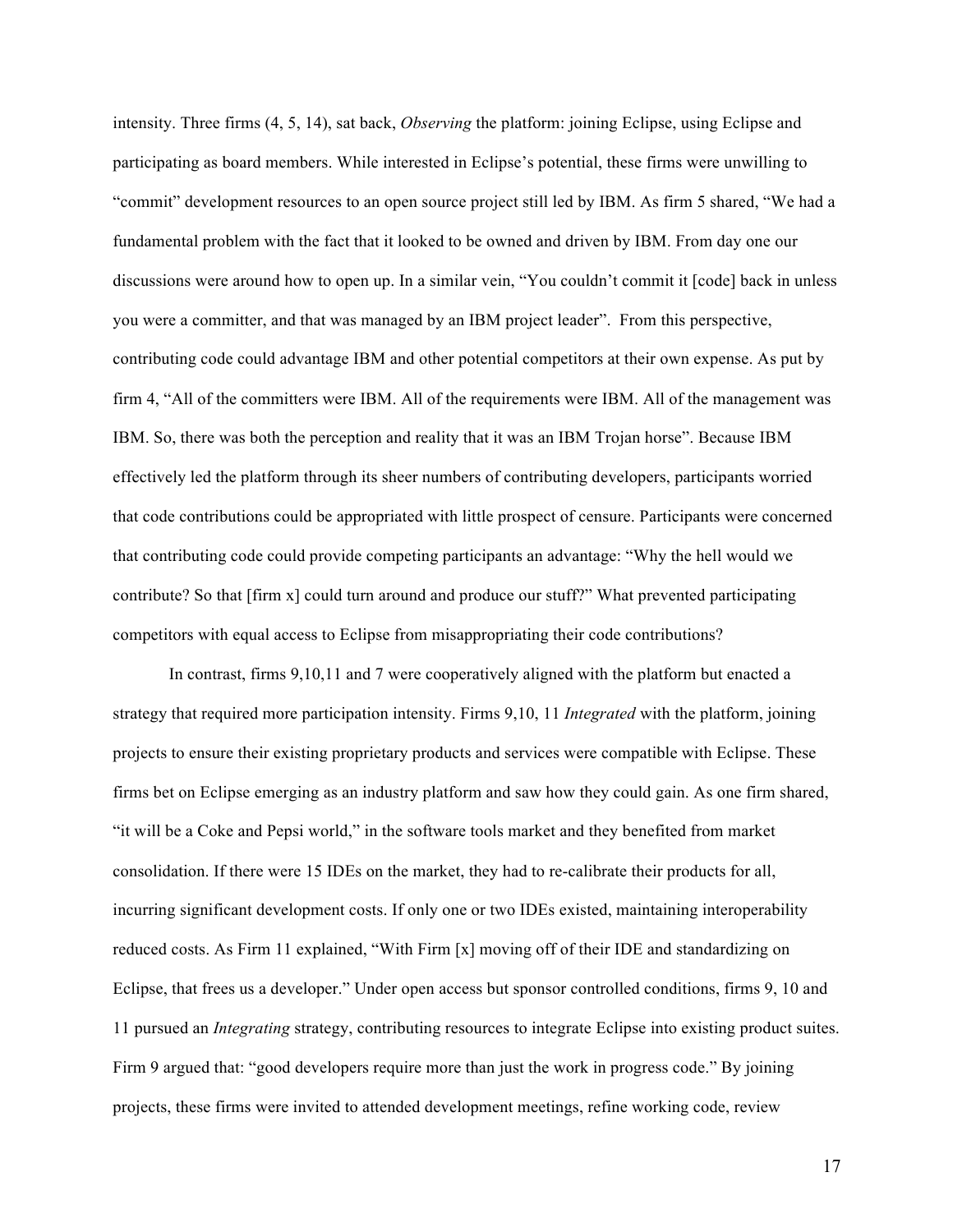intensity. Three firms (4, 5, 14), sat back, *Observing* the platform: joining Eclipse, using Eclipse and participating as board members. While interested in Eclipse's potential, these firms were unwilling to "commit" development resources to an open source project still led by IBM. As firm 5 shared, "We had a fundamental problem with the fact that it looked to be owned and driven by IBM. From day one our discussions were around how to open up. In a similar vein, "You couldn't commit it [code] back in unless you were a committer, and that was managed by an IBM project leader". From this perspective, contributing code could advantage IBM and other potential competitors at their own expense. As put by firm 4, "All of the committers were IBM. All of the requirements were IBM. All of the management was IBM. So, there was both the perception and reality that it was an IBM Trojan horse". Because IBM effectively led the platform through its sheer numbers of contributing developers, participants worried that code contributions could be appropriated with little prospect of censure. Participants were concerned that contributing code could provide competing participants an advantage: "Why the hell would we contribute? So that [firm x] could turn around and produce our stuff?" What prevented participating competitors with equal access to Eclipse from misappropriating their code contributions?

In contrast, firms 9,10,11 and 7 were cooperatively aligned with the platform but enacted a strategy that required more participation intensity. Firms 9,10, 11 *Integrated* with the platform, joining projects to ensure their existing proprietary products and services were compatible with Eclipse. These firms bet on Eclipse emerging as an industry platform and saw how they could gain. As one firm shared, "it will be a Coke and Pepsi world," in the software tools market and they benefited from market consolidation. If there were 15 IDEs on the market, they had to re-calibrate their products for all, incurring significant development costs. If only one or two IDEs existed, maintaining interoperability reduced costs. As Firm 11 explained, "With Firm [x] moving off of their IDE and standardizing on Eclipse, that frees us a developer." Under open access but sponsor controlled conditions, firms 9, 10 and 11 pursued an *Integrating* strategy, contributing resources to integrate Eclipse into existing product suites. Firm 9 argued that: "good developers require more than just the work in progress code." By joining projects, these firms were invited to attended development meetings, refine working code, review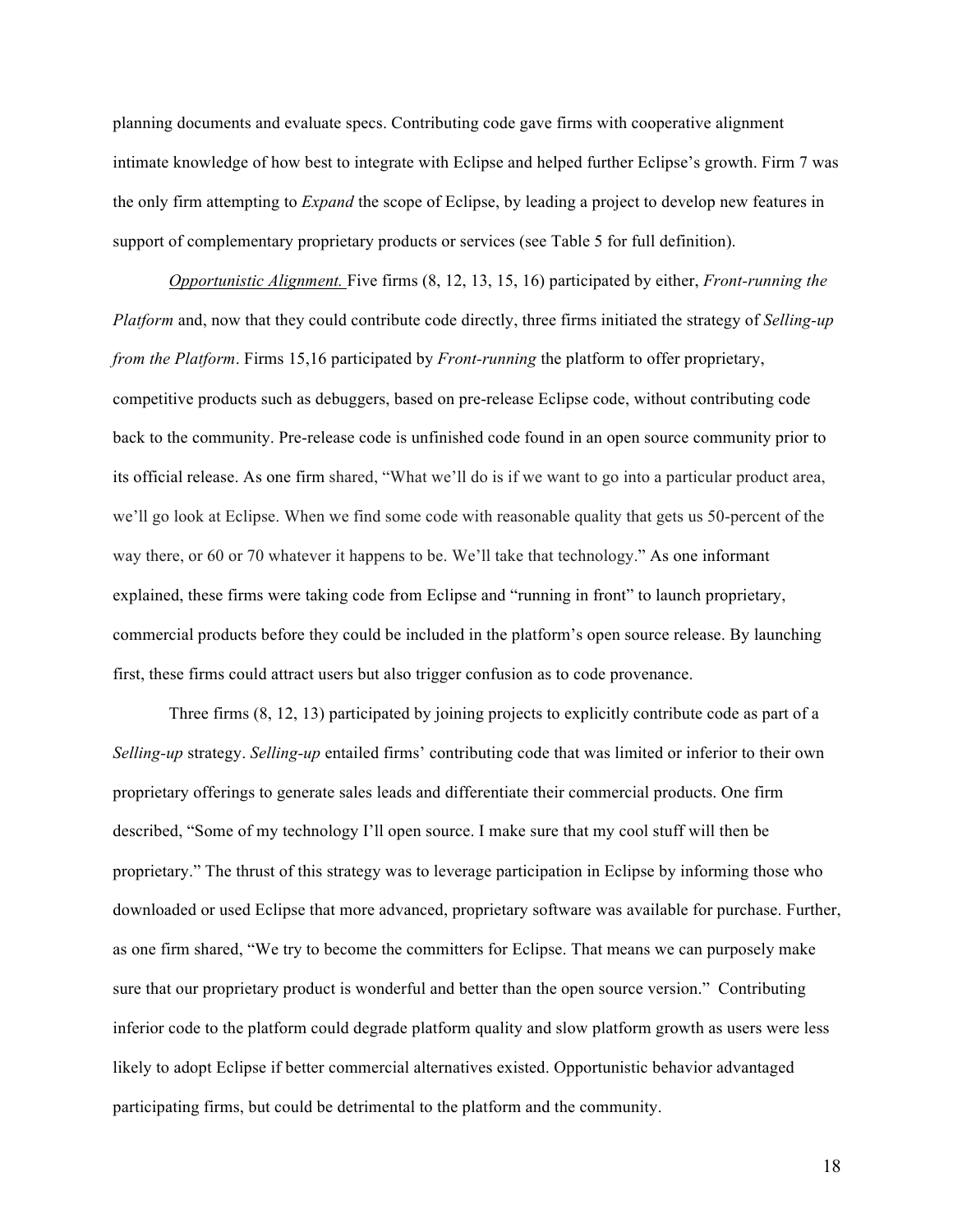planning documents and evaluate specs. Contributing code gave firms with cooperative alignment intimate knowledge of how best to integrate with Eclipse and helped further Eclipse's growth. Firm 7 was the only firm attempting to *Expand* the scope of Eclipse, by leading a project to develop new features in support of complementary proprietary products or services (see Table 5 for full definition).

Opportunistic Alignment. Five firms (8, 12, 13, 15, 16) participated by either, *Front-running the Platform* and, now that they could contribute code directly, three firms initiated the strategy of *Selling-up from the Platform*. Firms 15,16 participated by *Front-running* the platform to offer proprietary, competitive products such as debuggers, based on pre-release Eclipse code, without contributing code back to the community. Pre-release code is unfinished code found in an open source community prior to its official release. As one firm shared, "What we'll do is if we want to go into a particular product area, we'll go look at Eclipse. When we find some code with reasonable quality that gets us 50-percent of the way there, or 60 or 70 whatever it happens to be. We'll take that technology." As one informant explained, these firms were taking code from Eclipse and "running in front" to launch proprietary, commercial products before they could be included in the platform's open source release. By launching first, these firms could attract users but also trigger confusion as to code provenance.

Three firms (8, 12, 13) participated by joining projects to explicitly contribute code as part of a *Selling-up* strategy. *Selling-up* entailed firms' contributing code that was limited or inferior to their own proprietary offerings to generate sales leads and differentiate their commercial products. One firm described, "Some of my technology I'll open source. I make sure that my cool stuff will then be proprietary." The thrust of this strategy was to leverage participation in Eclipse by informing those who downloaded or used Eclipse that more advanced, proprietary software was available for purchase. Further, as one firm shared, "We try to become the committers for Eclipse. That means we can purposely make sure that our proprietary product is wonderful and better than the open source version." Contributing inferior code to the platform could degrade platform quality and slow platform growth as users were less likely to adopt Eclipse if better commercial alternatives existed. Opportunistic behavior advantaged participating firms, but could be detrimental to the platform and the community.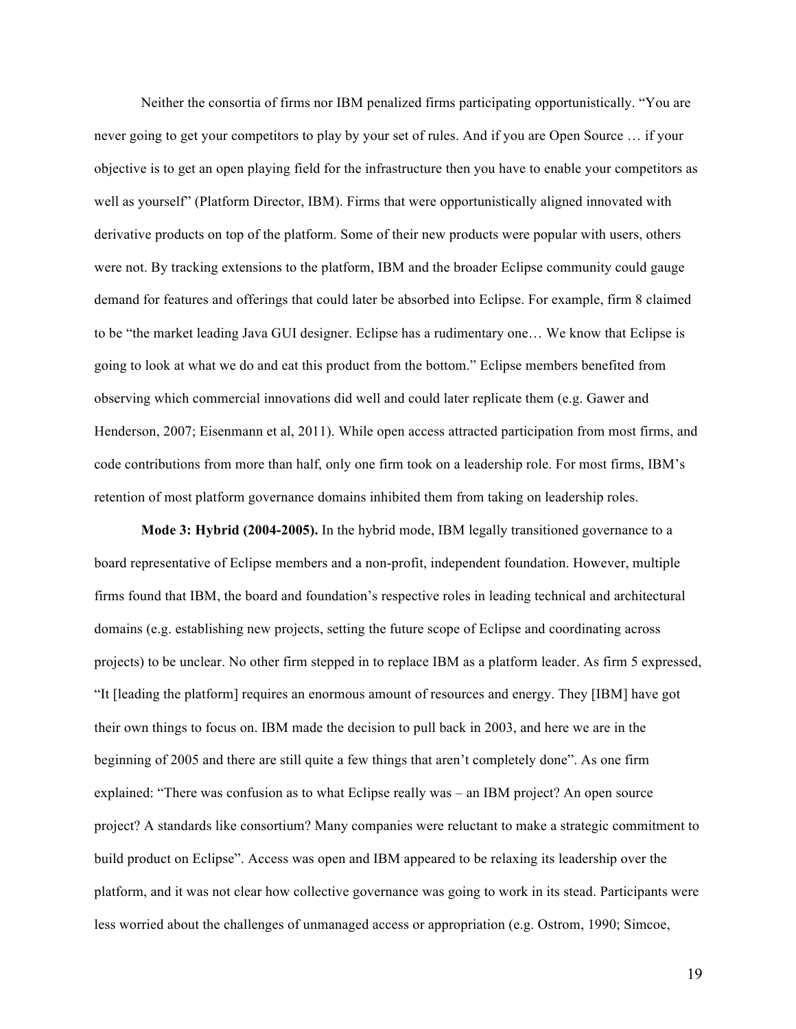Neither the consortia of firms nor IBM penalized firms participating opportunistically. "You are never going to get your competitors to play by your set of rules. And if you are Open Source … if your objective is to get an open playing field for the infrastructure then you have to enable your competitors as well as yourself" (Platform Director, IBM). Firms that were opportunistically aligned innovated with derivative products on top of the platform. Some of their new products were popular with users, others were not. By tracking extensions to the platform, IBM and the broader Eclipse community could gauge demand for features and offerings that could later be absorbed into Eclipse. For example, firm 8 claimed to be "the market leading Java GUI designer. Eclipse has a rudimentary one… We know that Eclipse is going to look at what we do and eat this product from the bottom." Eclipse members benefited from observing which commercial innovations did well and could later replicate them (e.g. Gawer and Henderson, 2007; Eisenmann et al, 2011). While open access attracted participation from most firms, and code contributions from more than half, only one firm took on a leadership role. For most firms, IBM's retention of most platform governance domains inhibited them from taking on leadership roles.

**Mode 3: Hybrid (2004-2005).** In the hybrid mode, IBM legally transitioned governance to a board representative of Eclipse members and a non-profit, independent foundation. However, multiple firms found that IBM, the board and foundation's respective roles in leading technical and architectural domains (e.g. establishing new projects, setting the future scope of Eclipse and coordinating across projects) to be unclear. No other firm stepped in to replace IBM as a platform leader. As firm 5 expressed, "It [leading the platform] requires an enormous amount of resources and energy. They [IBM] have got their own things to focus on. IBM made the decision to pull back in 2003, and here we are in the beginning of 2005 and there are still quite a few things that aren't completely done". As one firm explained: "There was confusion as to what Eclipse really was – an IBM project? An open source project? A standards like consortium? Many companies were reluctant to make a strategic commitment to build product on Eclipse". Access was open and IBM appeared to be relaxing its leadership over the platform, and it was not clear how collective governance was going to work in its stead. Participants were less worried about the challenges of unmanaged access or appropriation (e.g. Ostrom, 1990; Simcoe,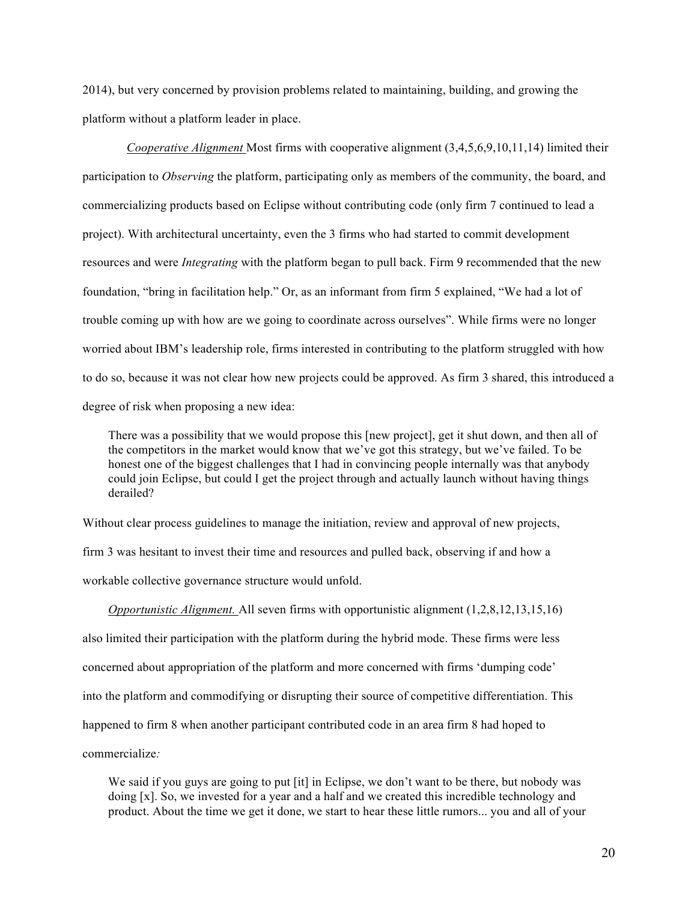2014), but very concerned by provision problems related to maintaining, building, and growing the platform without a platform leader in place.

*Cooperative Alignment* Most firms with cooperative alignment (3,4,5,6,9,10,11,14) limited their participation to *Observing* the platform, participating only as members of the community, the board, and commercializing products based on Eclipse without contributing code (only firm 7 continued to lead a project). With architectural uncertainty, even the 3 firms who had started to commit development resources and were *Integrating* with the platform began to pull back. Firm 9 recommended that the new foundation, "bring in facilitation help." Or, as an informant from firm 5 explained, "We had a lot of trouble coming up with how are we going to coordinate across ourselves". While firms were no longer worried about IBM's leadership role, firms interested in contributing to the platform struggled with how to do so, because it was not clear how new projects could be approved. As firm 3 shared, this introduced a degree of risk when proposing a new idea:

> There was a possibility that we would propose this [new project], get it shut down, and then all of the competitors in the market would know that we've got this strategy, but we've failed. To be honest one of the biggest challenges that I had in convincing people internally was that anybody could join Eclipse, but could I get the project through and actually launch without having things derailed?

Without clear process guidelines to manage the initiation, review and approval of new projects, firm 3 was hesitant to invest their time and resources and pulled back, observing if and how a workable collective governance structure would unfold.

*Opportunistic Alignment.* All seven firms with opportunistic alignment (1,2,8,12,13,15,16) also limited their participation with the platform during the hybrid mode. These firms were less concerned about appropriation of the platform and more concerned with firms 'dumping code' into the platform and commodifying or disrupting their source of competitive differentiation. This happened to firm 8 when another participant contributed code in an area firm 8 had hoped to commercialize*:*

> We said if you guys are going to put [it] in Eclipse, we don't want to be there, but nobody was doing [x]. So, we invested for a year and a half and we created this incredible technology and product. About the time we get it done, we start to hear these little rumors... you and all of your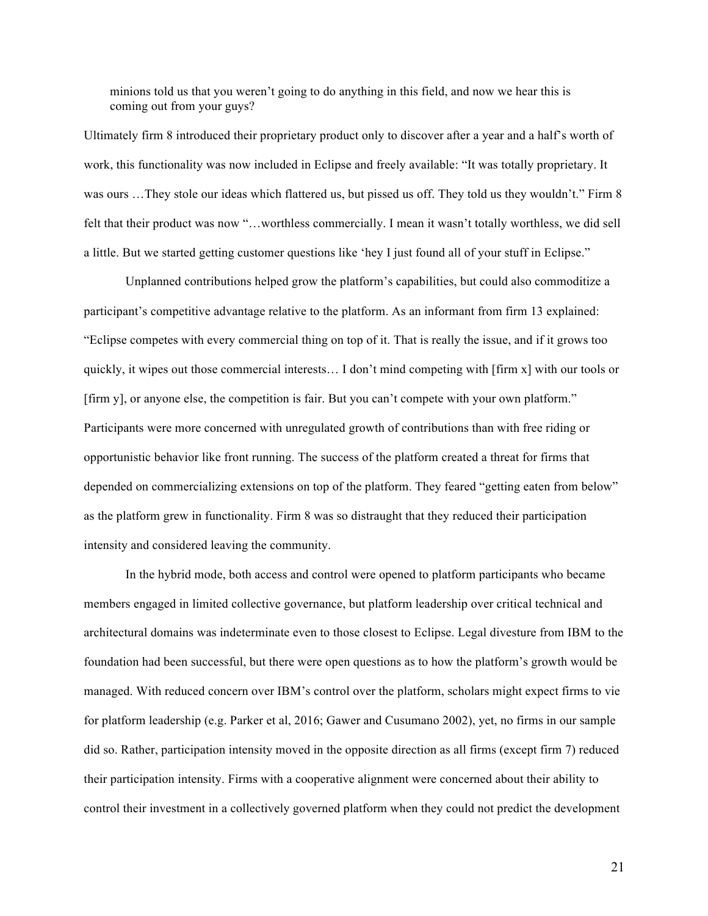> minions told us that you weren't going to do anything in this field, and now we hear this is coming out from your guys?

Ultimately firm 8 introduced their proprietary product only to discover after a year and a half's worth of work, this functionality was now included in Eclipse and freely available: "It was totally proprietary. It was ours …They stole our ideas which flattered us, but pissed us off. They told us they wouldn't." Firm 8 felt that their product was now "…worthless commercially. I mean it wasn't totally worthless, we did sell a little. But we started getting customer questions like 'hey I just found all of your stuff in Eclipse."

Unplanned contributions helped grow the platform's capabilities, but could also commoditize a participant's competitive advantage relative to the platform. As an informant from firm 13 explained: "Eclipse competes with every commercial thing on top of it. That is really the issue, and if it grows too quickly, it wipes out those commercial interests… I don't mind competing with [firm x] with our tools or [firm y], or anyone else, the competition is fair. But you can't compete with your own platform." Participants were more concerned with unregulated growth of contributions than with free riding or opportunistic behavior like front running. The success of the platform created a threat for firms that depended on commercializing extensions on top of the platform. They feared "getting eaten from below" as the platform grew in functionality. Firm 8 was so distraught that they reduced their participation intensity and considered leaving the community.

In the hybrid mode, both access and control were opened to platform participants who became members engaged in limited collective governance, but platform leadership over critical technical and architectural domains was indeterminate even to those closest to Eclipse. Legal divesture from IBM to the foundation had been successful, but there were open questions as to how the platform's growth would be managed. With reduced concern over IBM's control over the platform, scholars might expect firms to vie for platform leadership (e.g. Parker et al, 2016; Gawer and Cusumano 2002), yet, no firms in our sample did so. Rather, participation intensity moved in the opposite direction as all firms (except firm 7) reduced their participation intensity. Firms with a cooperative alignment were concerned about their ability to control their investment in a collectively governed platform when they could not predict the development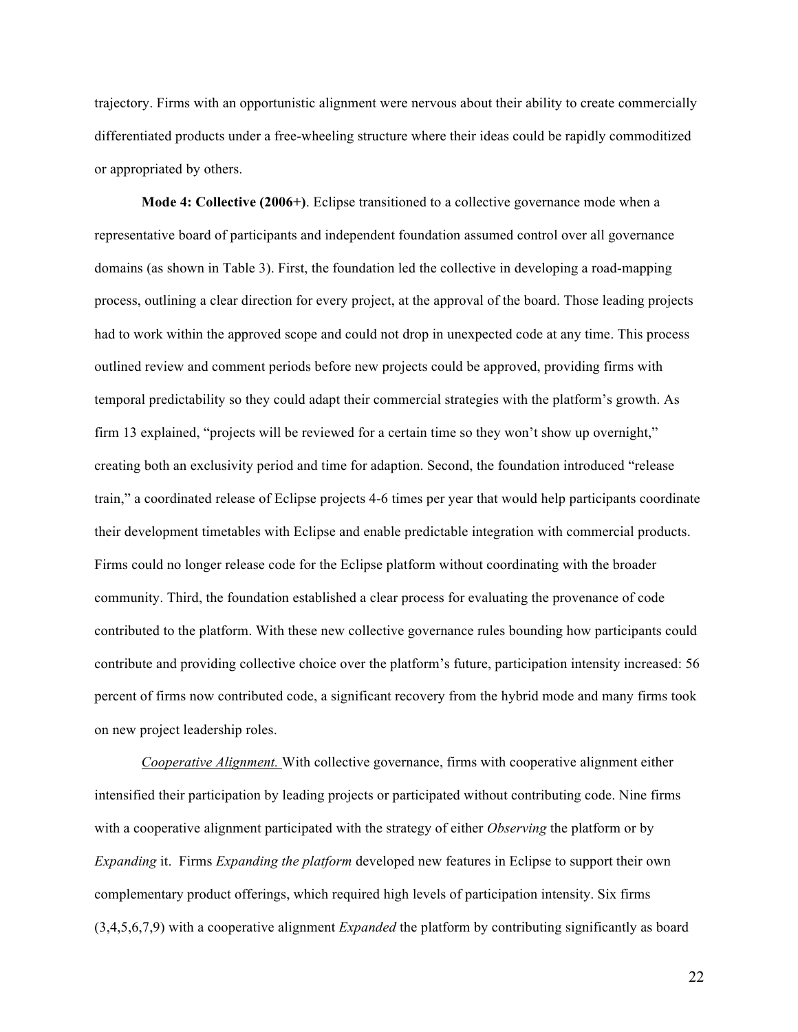trajectory. Firms with an opportunistic alignment were nervous about their ability to create commercially differentiated products under a free-wheeling structure where their ideas could be rapidly commoditized or appropriated by others.

**Mode 4: Collective (2006+)**. Eclipse transitioned to a collective governance mode when a representative board of participants and independent foundation assumed control over all governance domains (as shown in Table 3). First, the foundation led the collective in developing a road-mapping process, outlining a clear direction for every project, at the approval of the board. Those leading projects had to work within the approved scope and could not drop in unexpected code at any time. This process outlined review and comment periods before new projects could be approved, providing firms with temporal predictability so they could adapt their commercial strategies with the platform's growth. As firm 13 explained, "projects will be reviewed for a certain time so they won't show up overnight," creating both an exclusivity period and time for adaption. Second, the foundation introduced "release train," a coordinated release of Eclipse projects 4-6 times per year that would help participants coordinate their development timetables with Eclipse and enable predictable integration with commercial products. Firms could no longer release code for the Eclipse platform without coordinating with the broader community. Third, the foundation established a clear process for evaluating the provenance of code contributed to the platform. With these new collective governance rules bounding how participants could contribute and providing collective choice over the platform's future, participation intensity increased: 56 percent of firms now contributed code, a significant recovery from the hybrid mode and many firms took on new project leadership roles.

*Cooperative Alignment.* With collective governance, firms with cooperative alignment either intensified their participation by leading projects or participated without contributing code. Nine firms with a cooperative alignment participated with the strategy of either *Observing* the platform or by *Expanding* it. Firms *Expanding the platform* developed new features in Eclipse to support their own complementary product offerings, which required high levels of participation intensity. Six firms (3,4,5,6,7,9) with a cooperative alignment *Expanded* the platform by contributing significantly as board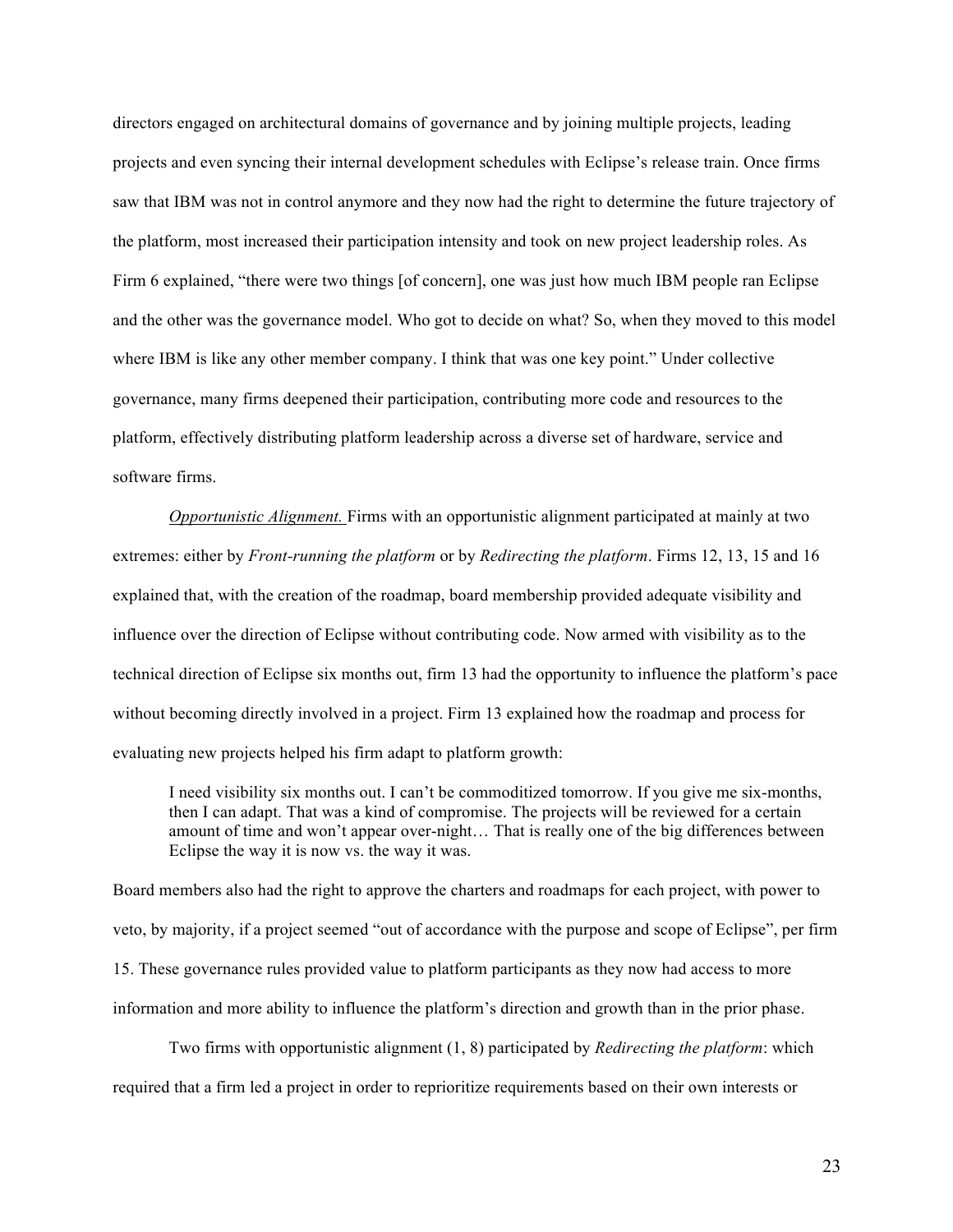directors engaged on architectural domains of governance and by joining multiple projects, leading projects and even syncing their internal development schedules with Eclipse's release train. Once firms saw that IBM was not in control anymore and they now had the right to determine the future trajectory of the platform, most increased their participation intensity and took on new project leadership roles. As Firm 6 explained, "there were two things [of concern], one was just how much IBM people ran Eclipse and the other was the governance model. Who got to decide on what? So, when they moved to this model where IBM is like any other member company. I think that was one key point." Under collective governance, many firms deepened their participation, contributing more code and resources to the platform, effectively distributing platform leadership across a diverse set of hardware, service and software firms.

*Opportunistic Alignment.* Firms with an opportunistic alignment participated at mainly at two extremes: either by *Front-running the platform* or by *Redirecting the platform*. Firms 12, 13, 15 and 16 explained that, with the creation of the roadmap, board membership provided adequate visibility and influence over the direction of Eclipse without contributing code. Now armed with visibility as to the technical direction of Eclipse six months out, firm 13 had the opportunity to influence the platform's pace without becoming directly involved in a project. Firm 13 explained how the roadmap and process for evaluating new projects helped his firm adapt to platform growth:

> I need visibility six months out. I can't be commoditized tomorrow. If you give me six-months, then I can adapt. That was a kind of compromise. The projects will be reviewed for a certain amount of time and won't appear over-night… That is really one of the big differences between Eclipse the way it is now vs. the way it was.

Board members also had the right to approve the charters and roadmaps for each project, with power to veto, by majority, if a project seemed "out of accordance with the purpose and scope of Eclipse", per firm 15. These governance rules provided value to platform participants as they now had access to more information and more ability to influence the platform's direction and growth than in the prior phase.

Two firms with opportunistic alignment (1, 8) participated by *Redirecting the platform*: which required that a firm led a project in order to reprioritize requirements based on their own interests or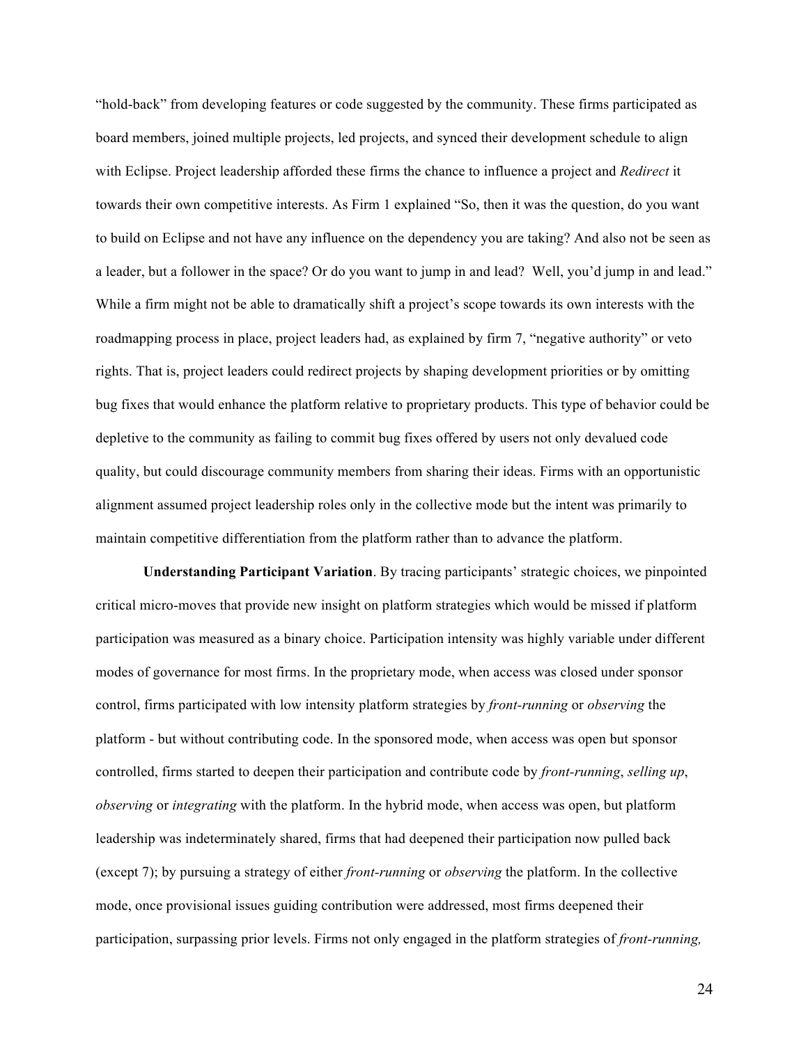"hold-back" from developing features or code suggested by the community. These firms participated as board members, joined multiple projects, led projects, and synced their development schedule to align with Eclipse. Project leadership afforded these firms the chance to influence a project and *Redirect* it towards their own competitive interests. As Firm 1 explained "So, then it was the question, do you want to build on Eclipse and not have any influence on the dependency you are taking? And also not be seen as a leader, but a follower in the space? Or do you want to jump in and lead? Well, you'd jump in and lead." While a firm might not be able to dramatically shift a project's scope towards its own interests with the roadmapping process in place, project leaders had, as explained by firm 7, "negative authority" or veto rights. That is, project leaders could redirect projects by shaping development priorities or by omitting bug fixes that would enhance the platform relative to proprietary products. This type of behavior could be depletive to the community as failing to commit bug fixes offered by users not only devalued code quality, but could discourage community members from sharing their ideas. Firms with an opportunistic alignment assumed project leadership roles only in the collective mode but the intent was primarily to maintain competitive differentiation from the platform rather than to advance the platform.

**Understanding Participant Variation**. By tracing participants' strategic choices, we pinpointed critical micro-moves that provide new insight on platform strategies which would be missed if platform participation was measured as a binary choice. Participation intensity was highly variable under different modes of governance for most firms. In the proprietary mode, when access was closed under sponsor control, firms participated with low intensity platform strategies by *front-running* or *observing* the platform - but without contributing code. In the sponsored mode, when access was open but sponsor controlled, firms started to deepen their participation and contribute code by *front-running*, *selling up*, *observing* or *integrating* with the platform. In the hybrid mode, when access was open, but platform leadership was indeterminately shared, firms that had deepened their participation now pulled back (except 7); by pursuing a strategy of either *front-running* or *observing* the platform. In the collective mode, once provisional issues guiding contribution were addressed, most firms deepened their participation, surpassing prior levels. Firms not only engaged in the platform strategies of *front-running,*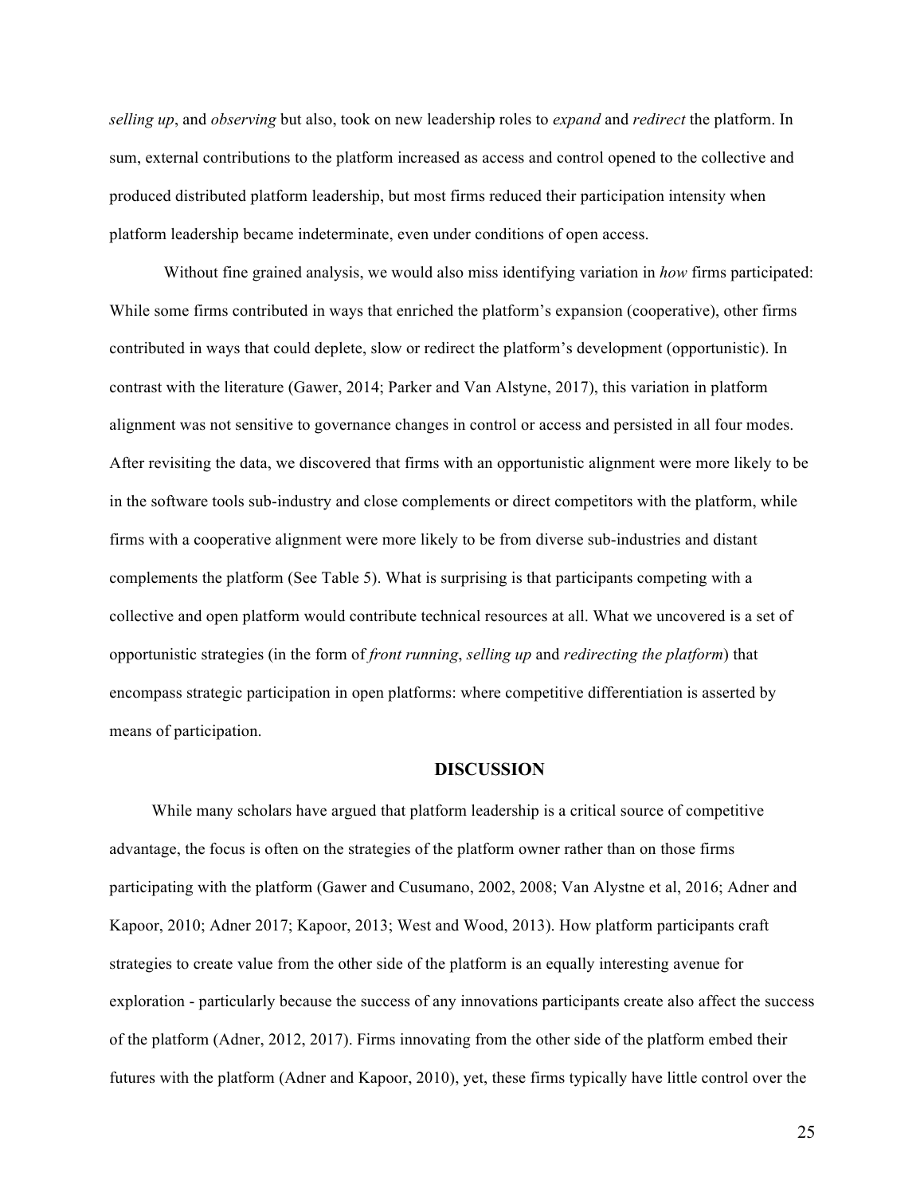*selling up*, and *observing* but also, took on new leadership roles to *expand* and *redirect* the platform. In sum, external contributions to the platform increased as access and control opened to the collective and produced distributed platform leadership, but most firms reduced their participation intensity when platform leadership became indeterminate, even under conditions of open access.

Without fine grained analysis, we would also miss identifying variation in *how* firms participated: While some firms contributed in ways that enriched the platform's expansion (cooperative), other firms contributed in ways that could deplete, slow or redirect the platform's development (opportunistic). In contrast with the literature (Gawer, 2014; Parker and Van Alstyne, 2017), this variation in platform alignment was not sensitive to governance changes in control or access and persisted in all four modes. After revisiting the data, we discovered that firms with an opportunistic alignment were more likely to be in the software tools sub-industry and close complements or direct competitors with the platform, while firms with a cooperative alignment were more likely to be from diverse sub-industries and distant complements the platform (See Table 5). What is surprising is that participants competing with a collective and open platform would contribute technical resources at all. What we uncovered is a set of opportunistic strategies (in the form of *front running*, *selling up* and *redirecting the platform*) that encompass strategic participation in open platforms: where competitive differentiation is asserted by means of participation.

## DISCUSSION

While many scholars have argued that platform leadership is a critical source of competitive advantage, the focus is often on the strategies of the platform owner rather than on those firms participating with the platform (Gawer and Cusumano, 2002, 2008; Van Alystne et al, 2016; Adner and Kapoor, 2010; Adner 2017; Kapoor, 2013; West and Wood, 2013). How platform participants craft strategies to create value from the other side of the platform is an equally interesting avenue for exploration - particularly because the success of any innovations participants create also affect the success of the platform (Adner, 2012, 2017). Firms innovating from the other side of the platform embed their futures with the platform (Adner and Kapoor, 2010), yet, these firms typically have little control over the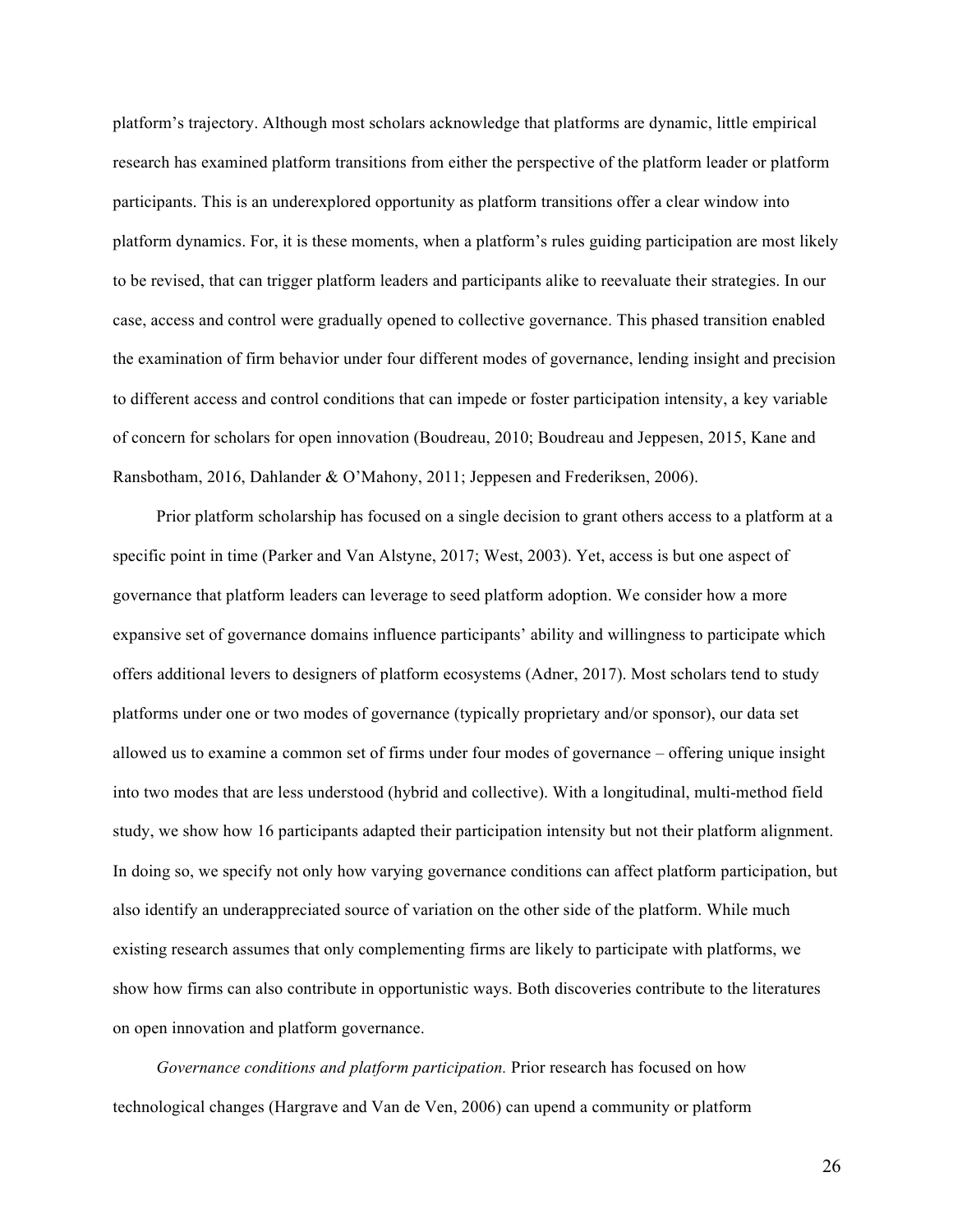platform's trajectory. Although most scholars acknowledge that platforms are dynamic, little empirical research has examined platform transitions from either the perspective of the platform leader or platform participants. This is an underexplored opportunity as platform transitions offer a clear window into platform dynamics. For, it is these moments, when a platform's rules guiding participation are most likely to be revised, that can trigger platform leaders and participants alike to reevaluate their strategies. In our case, access and control were gradually opened to collective governance. This phased transition enabled the examination of firm behavior under four different modes of governance, lending insight and precision to different access and control conditions that can impede or foster participation intensity, a key variable of concern for scholars for open innovation (Boudreau, 2010; Boudreau and Jeppesen, 2015, Kane and Ransbotham, 2016, Dahlander & O'Mahony, 2011; Jeppesen and Frederiksen, 2006).

Prior platform scholarship has focused on a single decision to grant others access to a platform at a specific point in time (Parker and Van Alstyne, 2017; West, 2003). Yet, access is but one aspect of governance that platform leaders can leverage to seed platform adoption. We consider how a more expansive set of governance domains influence participants' ability and willingness to participate which offers additional levers to designers of platform ecosystems (Adner, 2017). Most scholars tend to study platforms under one or two modes of governance (typically proprietary and/or sponsor), our data set allowed us to examine a common set of firms under four modes of governance – offering unique insight into two modes that are less understood (hybrid and collective). With a longitudinal, multi-method field study, we show how 16 participants adapted their participation intensity but not their platform alignment. In doing so, we specify not only how varying governance conditions can affect platform participation, but also identify an underappreciated source of variation on the other side of the platform. While much existing research assumes that only complementing firms are likely to participate with platforms, we show how firms can also contribute in opportunistic ways. Both discoveries contribute to the literatures on open innovation and platform governance.

*Governance conditions and platform participation.* Prior research has focused on how technological changes (Hargrave and Van de Ven, 2006) can upend a community or platform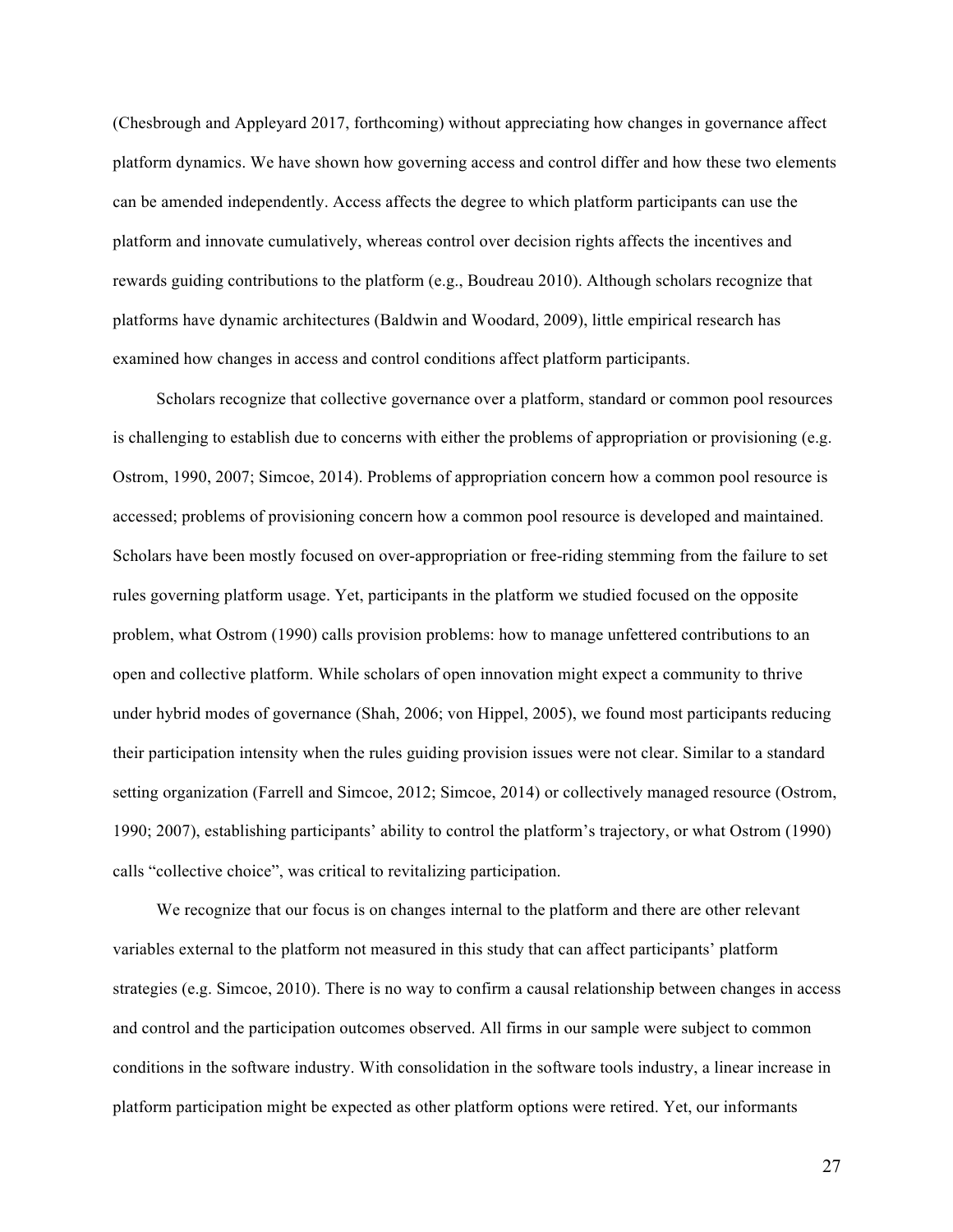(Chesbrough and Appleyard 2017, forthcoming) without appreciating how changes in governance affect platform dynamics. We have shown how governing access and control differ and how these two elements can be amended independently. Access affects the degree to which platform participants can use the platform and innovate cumulatively, whereas control over decision rights affects the incentives and rewards guiding contributions to the platform (e.g., Boudreau 2010). Although scholars recognize that platforms have dynamic architectures (Baldwin and Woodard, 2009), little empirical research has examined how changes in access and control conditions affect platform participants.

Scholars recognize that collective governance over a platform, standard or common pool resources is challenging to establish due to concerns with either the problems of appropriation or provisioning (e.g. Ostrom, 1990, 2007; Simcoe, 2014). Problems of appropriation concern how a common pool resource is accessed; problems of provisioning concern how a common pool resource is developed and maintained. Scholars have been mostly focused on over-appropriation or free-riding stemming from the failure to set rules governing platform usage. Yet, participants in the platform we studied focused on the opposite problem, what Ostrom (1990) calls provision problems: how to manage unfettered contributions to an open and collective platform. While scholars of open innovation might expect a community to thrive under hybrid modes of governance (Shah, 2006; von Hippel, 2005), we found most participants reducing their participation intensity when the rules guiding provision issues were not clear. Similar to a standard setting organization (Farrell and Simcoe, 2012; Simcoe, 2014) or collectively managed resource (Ostrom, 1990; 2007), establishing participants' ability to control the platform's trajectory, or what Ostrom (1990) calls "collective choice", was critical to revitalizing participation.

We recognize that our focus is on changes internal to the platform and there are other relevant variables external to the platform not measured in this study that can affect participants' platform strategies (e.g. Simcoe, 2010). There is no way to confirm a causal relationship between changes in access and control and the participation outcomes observed. All firms in our sample were subject to common conditions in the software industry. With consolidation in the software tools industry, a linear increase in platform participation might be expected as other platform options were retired. Yet, our informants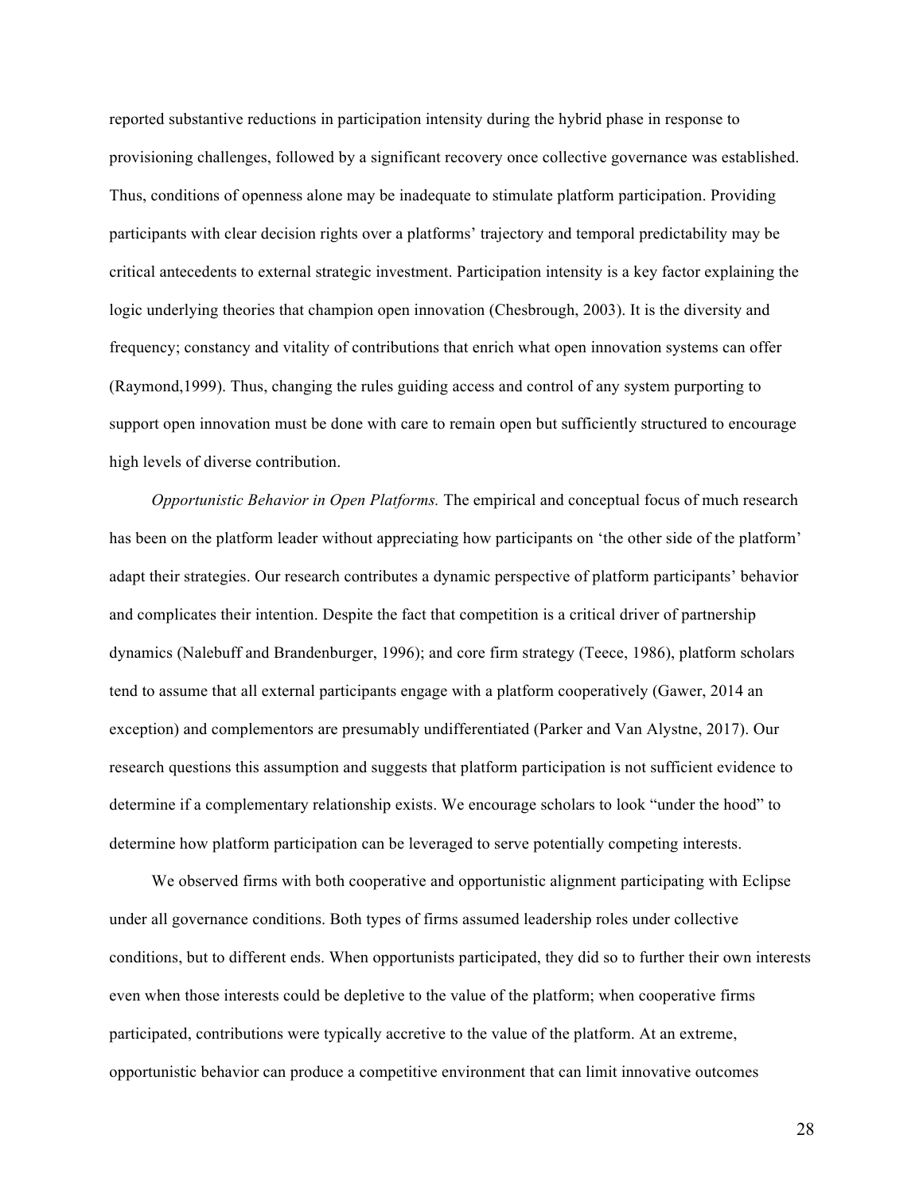reported substantive reductions in participation intensity during the hybrid phase in response to provisioning challenges, followed by a significant recovery once collective governance was established. Thus, conditions of openness alone may be inadequate to stimulate platform participation. Providing participants with clear decision rights over a platforms' trajectory and temporal predictability may be critical antecedents to external strategic investment. Participation intensity is a key factor explaining the logic underlying theories that champion open innovation (Chesbrough, 2003). It is the diversity and frequency; constancy and vitality of contributions that enrich what open innovation systems can offer (Raymond,1999). Thus, changing the rules guiding access and control of any system purporting to support open innovation must be done with care to remain open but sufficiently structured to encourage high levels of diverse contribution.

*Opportunistic Behavior in Open Platforms.* The empirical and conceptual focus of much research has been on the platform leader without appreciating how participants on 'the other side of the platform' adapt their strategies. Our research contributes a dynamic perspective of platform participants' behavior and complicates their intention. Despite the fact that competition is a critical driver of partnership dynamics (Nalebuff and Brandenburger, 1996); and core firm strategy (Teece, 1986), platform scholars tend to assume that all external participants engage with a platform cooperatively (Gawer, 2014 an exception) and complementors are presumably undifferentiated (Parker and Van Alystne, 2017). Our research questions this assumption and suggests that platform participation is not sufficient evidence to determine if a complementary relationship exists. We encourage scholars to look "under the hood" to determine how platform participation can be leveraged to serve potentially competing interests.

We observed firms with both cooperative and opportunistic alignment participating with Eclipse under all governance conditions. Both types of firms assumed leadership roles under collective conditions, but to different ends. When opportunists participated, they did so to further their own interests even when those interests could be depletive to the value of the platform; when cooperative firms participated, contributions were typically accretive to the value of the platform. At an extreme, opportunistic behavior can produce a competitive environment that can limit innovative outcomes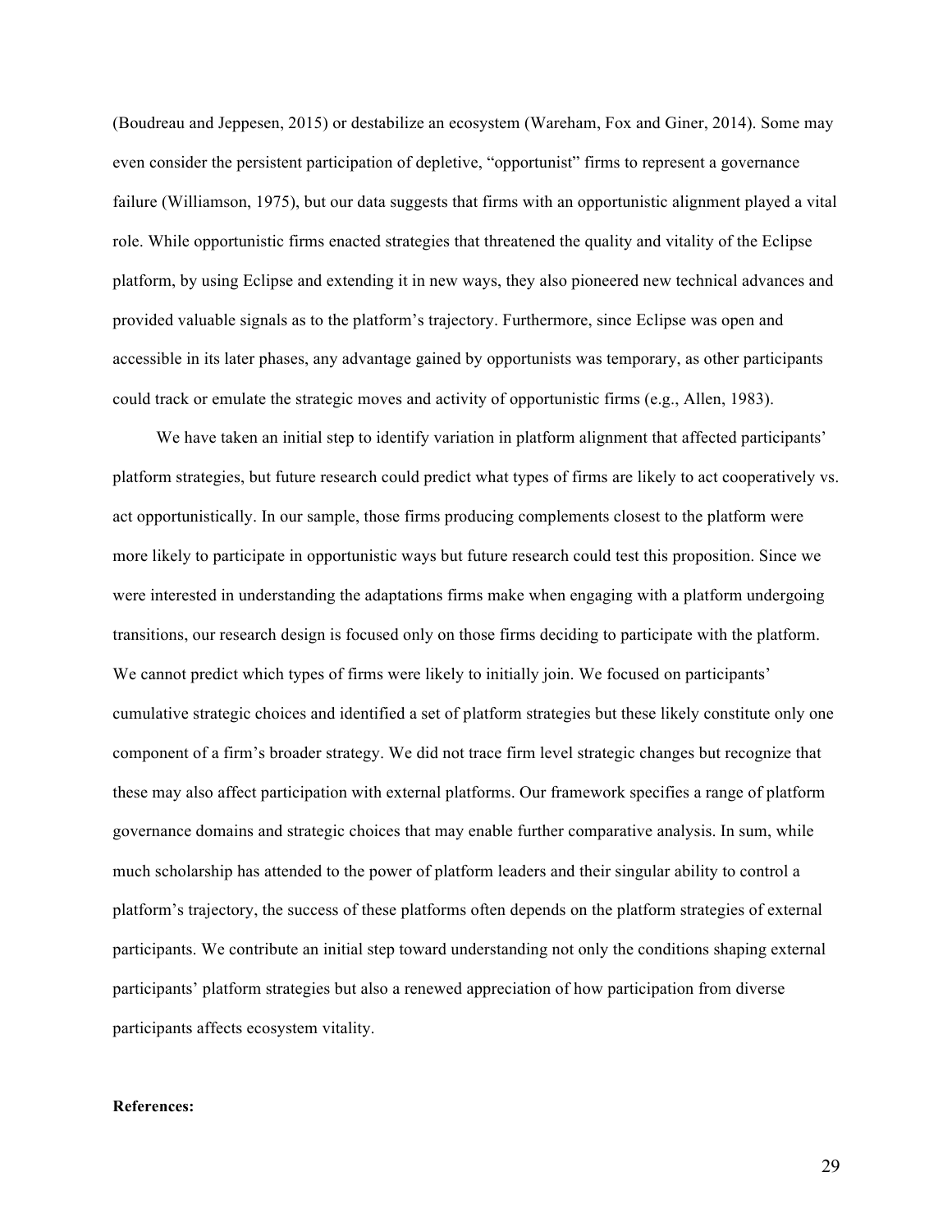(Boudreau and Jeppesen, 2015) or destabilize an ecosystem (Wareham, Fox and Giner, 2014). Some may even consider the persistent participation of depletive, "opportunist" firms to represent a governance failure (Williamson, 1975), but our data suggests that firms with an opportunistic alignment played a vital role. While opportunistic firms enacted strategies that threatened the quality and vitality of the Eclipse platform, by using Eclipse and extending it in new ways, they also pioneered new technical advances and provided valuable signals as to the platform's trajectory. Furthermore, since Eclipse was open and accessible in its later phases, any advantage gained by opportunists was temporary, as other participants could track or emulate the strategic moves and activity of opportunistic firms (e.g., Allen, 1983).

We have taken an initial step to identify variation in platform alignment that affected participants' platform strategies, but future research could predict what types of firms are likely to act cooperatively vs. act opportunistically. In our sample, those firms producing complements closest to the platform were more likely to participate in opportunistic ways but future research could test this proposition. Since we were interested in understanding the adaptations firms make when engaging with a platform undergoing transitions, our research design is focused only on those firms deciding to participate with the platform. We cannot predict which types of firms were likely to initially join. We focused on participants' cumulative strategic choices and identified a set of platform strategies but these likely constitute only one component of a firm's broader strategy. We did not trace firm level strategic changes but recognize that these may also affect participation with external platforms. Our framework specifies a range of platform governance domains and strategic choices that may enable further comparative analysis. In sum, while much scholarship has attended to the power of platform leaders and their singular ability to control a platform's trajectory, the success of these platforms often depends on the platform strategies of external participants. We contribute an initial step toward understanding not only the conditions shaping external participants' platform strategies but also a renewed appreciation of how participation from diverse participants affects ecosystem vitality.

**References:**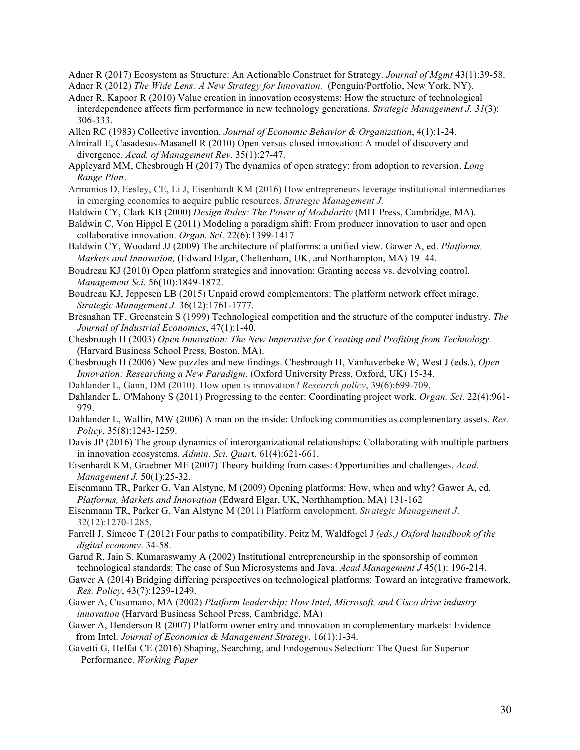Adner R (2017) Ecosystem as Structure: An Actionable Construct for Strategy. *Journal of Mgmt* 43(1):39-58.

Adner R (2012) *The Wide Lens: A New Strategy for Innovation.* (Penguin/Portfolio, New York, NY).

Adner R, Kapoor R (2010) Value creation in innovation ecosystems: How the structure of technological interdependence affects firm performance in new technology generations. *Strategic Management J. 31*(3): 306-333.

Allen RC (1983) Collective invention. *Journal of Economic Behavior & Organization*, 4(1):1-24.

Almirall E, Casadesus-Masanell R (2010) Open versus closed innovation: A model of discovery and divergence. *Acad. of Management Rev*. 35(1):27-47.

Appleyard MM, Chesbrough H (2017) The dynamics of open strategy: from adoption to reversion. *Long Range Plan*.

Armanios D, Eesley, CE, Li J, Eisenhardt KM (2016) How entrepreneurs leverage institutional intermediaries in emerging economies to acquire public resources. *Strategic Management J.*

Baldwin CY, Clark KB (2000) *Design Rules: The Power of Modularity* (MIT Press, Cambridge, MA).

Baldwin C, Von Hippel E (2011) Modeling a paradigm shift: From producer innovation to user and open collaborative innovation. *Organ. Sci*. 22(6):1399-1417

Baldwin CY, Woodard JJ (2009) The architecture of platforms: a unified view. Gawer A, ed. *Platforms, Markets and Innovation,* (Edward Elgar, Cheltenham, UK, and Northampton, MA) 19–44.

Boudreau KJ (2010) Open platform strategies and innovation: Granting access vs. devolving control. *Management Sci*. 56(10):1849-1872.

Boudreau KJ, Jeppesen LB (2015) Unpaid crowd complementors: The platform network effect mirage. *Strategic Management J.* 36(12):1761-1777.

Bresnahan TF, Greenstein S (1999) Technological competition and the structure of the computer industry. *The Journal of Industrial Economics*, 47(1):1-40.

Chesbrough H (2003) *Open Innovation: The New Imperative for Creating and Profiting from Technology.* (Harvard Business School Press, Boston, MA).

Chesbrough H (2006) New puzzles and new findings. Chesbrough H, Vanhaverbeke W, West J (eds.), *Open Innovation: Researching a New Paradigm*. (Oxford University Press, Oxford, UK) 15-34.

Dahlander L, Gann, DM (2010). How open is innovation? *Research policy*, 39(6):699-709.

Dahlander L, O'Mahony S (2011) Progressing to the center: Coordinating project work. *Organ. Sci.* 22(4):961-979.

Dahlander L, Wallin, MW (2006) A man on the inside: Unlocking communities as complementary assets. *Res. Policy*, 35(8):1243-1259.

Davis JP (2016) The group dynamics of interorganizational relationships: Collaborating with multiple partners in innovation ecosystems. *Admin. Sci. Quar*t. 61(4):621-661.

Eisenhardt KM, Graebner ME (2007) Theory building from cases: Opportunities and challenges. *Acad. Management J.* 50(1):25-32.

Eisenmann TR, Parker G, Van Alstyne, M (2009) Opening platforms: How, when and why? Gawer A, ed. *Platforms, Markets and Innovation* (Edward Elgar, UK, Northhamption, MA) 131-162

Eisenmann TR, Parker G, Van Alstyne M (2011) Platform envelopment. *Strategic Management J*. 32(12):1270-1285.

Farrell J, Simcoe T (2012) Four paths to compatibility. Peitz M, Waldfogel J *(eds.) Oxford handbook of the digital economy*. 34-58.

Garud R, Jain S, Kumaraswamy A (2002) Institutional entrepreneurship in the sponsorship of common technological standards: The case of Sun Microsystems and Java. *Acad Management J* 45(1): 196-214.

Gawer A (2014) Bridging differing perspectives on technological platforms: Toward an integrative framework. *Res. Policy*, 43(7):1239-1249.

Gawer A, Cusumano, MA (2002) *Platform leadership: How Intel, Microsoft, and Cisco drive industry innovation* (Harvard Business School Press, Cambridge, MA)

Gawer A, Henderson R (2007) Platform owner entry and innovation in complementary markets: Evidence from Intel. *Journal of Economics & Management Strategy*, 16(1):1-34.

Gavetti G, Helfat CE (2016) Shaping, Searching, and Endogenous Selection: The Quest for Superior Performance. *Working Paper*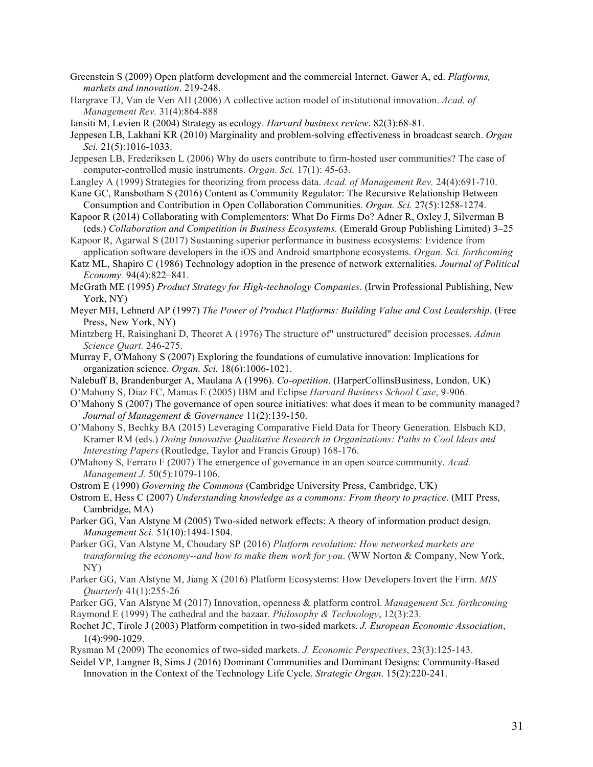Greenstein S (2009) Open platform development and the commercial Internet. Gawer A, ed. *Platforms, markets and innovation*. 219-248.

Hargrave TJ, Van de Ven AH (2006) A collective action model of institutional innovation. *Acad. of Management Rev.* 31(4):864-888

Iansiti M, Levien R (2004) Strategy as ecology. *Harvard business review*. 82(3):68-81.

Jeppesen LB, Lakhani KR (2010) Marginality and problem-solving effectiveness in broadcast search. *Organ Sci.* 21(5):1016-1033.

Jeppesen LB, Frederiksen L (2006) Why do users contribute to firm-hosted user communities? The case of computer-controlled music instruments. *Organ. Sci.* 17(1): 45-63.

Langley A (1999) Strategies for theorizing from process data. *Acad. of Management Rev.* 24(4):691-710.

Kane GC, Ransbotham S (2016) Content as Community Regulator: The Recursive Relationship Between Consumption and Contribution in Open Collaboration Communities. *Organ. Sci.* 27(5):1258-1274.

Kapoor R (2014) Collaborating with Complementors: What Do Firms Do? Adner R, Oxley J, Silverman B (eds.) *Collaboration and Competition in Business Ecosystems.* (Emerald Group Publishing Limited) 3–25

Kapoor R, Agarwal S (2017) Sustaining superior performance in business ecosystems: Evidence from application software developers in the iOS and Android smartphone ecosystems. *Organ. Sci. forthcoming*

Katz ML, Shapiro C (1986) Technology adoption in the presence of network externalities. *Journal of Political Economy*. 94(4):822–841.

McGrath ME (1995) *Product Strategy for High-technology Companies.* (Irwin Professional Publishing, New York, NY)

Meyer MH, Lehnerd AP (1997) *The Power of Product Platforms: Building Value and Cost Leadership.* (Free Press, New York, NY)

Mintzberg H, Raisinghani D, Theoret A (1976) The structure of" unstructured" decision processes. *Admin Science Quart.* 246-275.

Murray F, O'Mahony S (2007) Exploring the foundations of cumulative innovation: Implications for organization science. *Organ. Sci.* 18(6):1006-1021.

Nalebuff B, Brandenburger A, Maulana A (1996). *Co-opetition*. (HarperCollinsBusiness, London, UK)

O'Mahony S, Diaz FC, Mamas E (2005) IBM and Eclipse *Harvard Business School Case*, 9-906.

O'Mahony S (2007) The governance of open source initiatives: what does it mean to be community managed? *Journal of Management & Governance* 11(2):139-150.

O'Mahony S, Bechky BA (2015) Leveraging Comparative Field Data for Theory Generation. Elsbach KD, Kramer RM (eds.) *Doing Innovative Qualitative Research in Organizations: Paths to Cool Ideas and Interesting Papers* (Routledge, Taylor and Francis Group) 168-176.

O'Mahony S, Ferraro F (2007) The emergence of governance in an open source community. *Acad. Management J.* 50(5):1079-1106.

Ostrom E (1990) *Governing the Commons* (Cambridge University Press, Cambridge, UK)

Ostrom E, Hess C (2007) *Understanding knowledge as a commons: From theory to practice*. (MIT Press, Cambridge, MA)

Parker GG, Van Alstyne M (2005) Two-sided network effects: A theory of information product design. *Management Sci.* 51(10):1494-1504.

Parker GG, Van Alstyne M, Choudary SP (2016) *Platform revolution: How networked markets are transforming the economy--and how to make them work for you*. (WW Norton & Company, New York, NY)

Parker GG, Van Alstyne M, Jiang X (2016) Platform Ecosystems: How Developers Invert the Firm. *MIS Quarterly* 41(1):255-26

Parker GG, Van Alstyne M (2017) Innovation, openness & platform control. *Management Sci. forthcoming*

Raymond E (1999) The cathedral and the bazaar. *Philosophy & Technology*, 12(3):23.

Rochet JC, Tirole J (2003) Platform competition in two-sided markets. *J. European Economic Association*, 1(4):990-1029.

Rysman M (2009) The economics of two-sided markets. *J. Economic Perspectives*, 23(3):125-143.

Seidel VP, Langner B, Sims J (2016) Dominant Communities and Dominant Designs: Community-Based Innovation in the Context of the Technology Life Cycle. *Strategic Organ*. 15(2):220-241.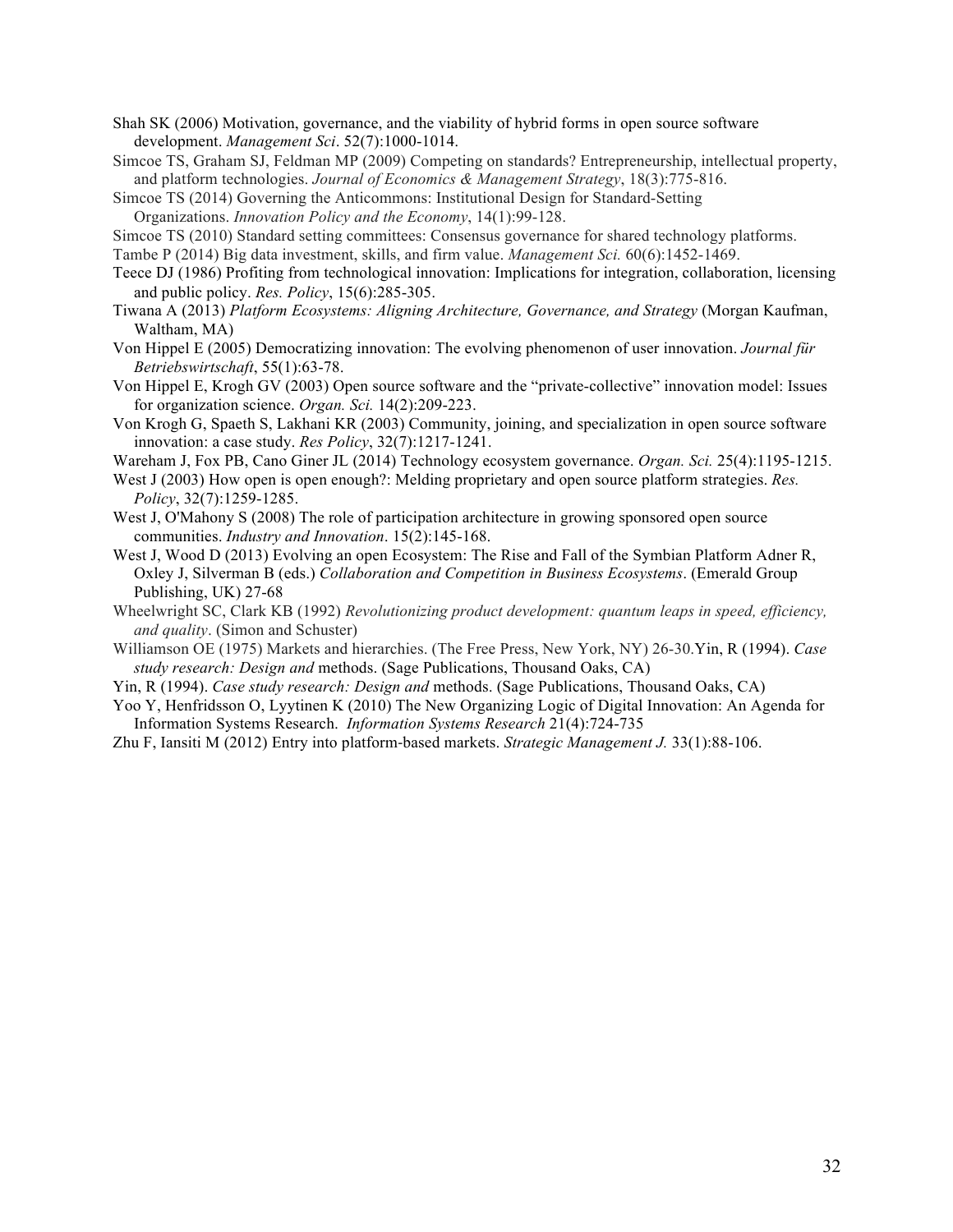Shah SK (2006) Motivation, governance, and the viability of hybrid forms in open source software development. *Management Sci*. 52(7):1000-1014.

Simcoe TS, Graham SJ, Feldman MP (2009) Competing on standards? Entrepreneurship, intellectual property, and platform technologies. *Journal of Economics & Management Strategy*, 18(3):775-816.

Simcoe TS (2014) Governing the Anticommons: Institutional Design for Standard-Setting Organizations. *Innovation Policy and the Economy*, 14(1):99-128.

Simcoe TS (2010) Standard setting committees: Consensus governance for shared technology platforms.

Tambe P (2014) Big data investment, skills, and firm value. *Management Sci.* 60(6):1452-1469.

Teece DJ (1986) Profiting from technological innovation: Implications for integration, collaboration, licensing and public policy. *Res. Policy*, 15(6):285-305.

Tiwana A (2013) *Platform Ecosystems: Aligning Architecture, Governance, and Strategy* (Morgan Kaufman, Waltham, MA)

Von Hippel E (2005) Democratizing innovation: The evolving phenomenon of user innovation. *Journal für Betriebswirtschaft*, 55(1):63-78.

Von Hippel E, Krogh GV (2003) Open source software and the "private-collective" innovation model: Issues for organization science. *Organ. Sci.* 14(2):209-223.

Von Krogh G, Spaeth S, Lakhani KR (2003) Community, joining, and specialization in open source software innovation: a case study. *Res Policy*, 32(7):1217-1241.

Wareham J, Fox PB, Cano Giner JL (2014) Technology ecosystem governance. *Organ. Sci.* 25(4):1195-1215.

West J (2003) How open is open enough?: Melding proprietary and open source platform strategies. *Res. Policy*, 32(7):1259-1285.

West J, O'Mahony S (2008) The role of participation architecture in growing sponsored open source communities. *Industry and Innovation*. 15(2):145-168.

West J, Wood D (2013) Evolving an open Ecosystem: The Rise and Fall of the Symbian Platform Adner R, Oxley J, Silverman B (eds.) *Collaboration and Competition in Business Ecosystems*. (Emerald Group Publishing, UK) 27-68

Wheelwright SC, Clark KB (1992) *Revolutionizing product development: quantum leaps in speed, efficiency, and quality*. (Simon and Schuster)

Williamson OE (1975) Markets and hierarchies. (The Free Press, New York, NY) 26-30.Yin, R (1994). *Case study research: Design and* methods. (Sage Publications, Thousand Oaks, CA)

Yin, R (1994). *Case study research: Design and* methods. (Sage Publications, Thousand Oaks, CA)

Yoo Y, Henfridsson O, Lyytinen K (2010) The New Organizing Logic of Digital Innovation: An Agenda for Information Systems Research. *Information Systems Research* 21(4):724-735

Zhu F, Iansiti M (2012) Entry into platform-based markets. *Strategic Management J.* 33(1):88-106.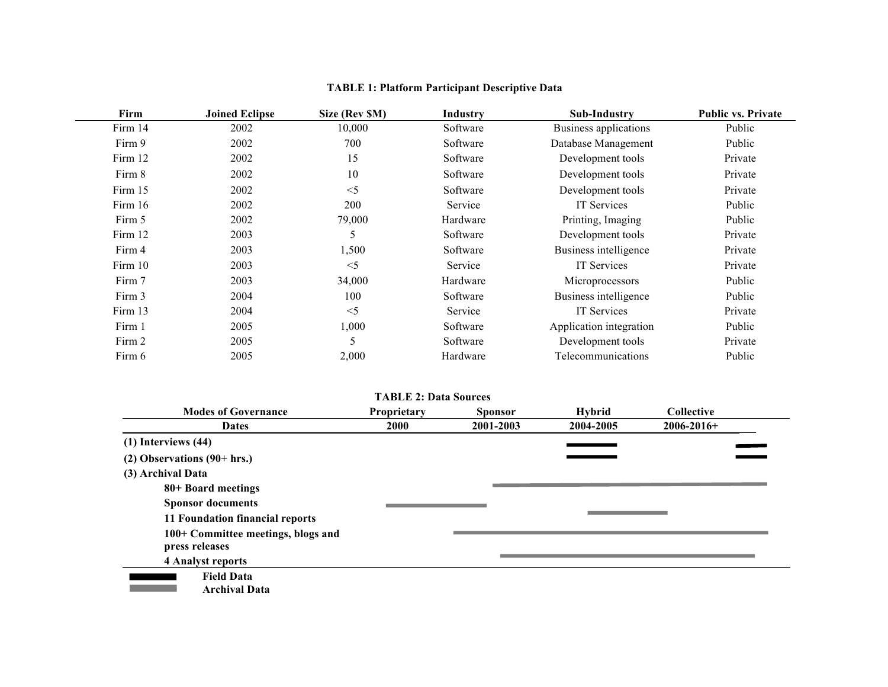**TABLE 1: Platform Participant Descriptive Data**

| Firm | Joined Eclipse | Size (Rev $M) | Industry | Sub-Industry | Public vs. Private |
|---|---|---|---|---|---|
| Firm 14 | 2002 | 10,000 | Software | Business applications | Public |
| Firm 9 | 2002 | 700 | Software | Database Management | Public |
| Firm 12 | 2002 | 15 | Software | Development tools | Private |
| Firm 8 | 2002 | 10 | Software | Development tools | Private |
| Firm 15 | 2002 | <5 | Software | Development tools | Private |
| Firm 16 | 2002 | 200 | Service | IT Services | Public |
| Firm 5 | 2002 | 79,000 | Hardware | Printing, Imaging | Public |
| Firm 12 | 2003 | 5 | Software | Development tools | Private |
| Firm 4 | 2003 | 1,500 | Software | Business intelligence | Private |
| Firm 10 | 2003 | <5 | Service | IT Services | Private |
| Firm 7 | 2003 | 34,000 | Hardware | Microprocessors | Public |
| Firm 3 | 2004 | 100 | Software | Business intelligence | Public |
| Firm 13 | 2004 | <5 | Service | IT Services | Private |
| Firm 1 | 2005 | 1,000 | Software | Application integration | Public |
| Firm 2 | 2005 | 5 | Software | Development tools | Private |
| Firm 6 | 2005 | 2,000 | Hardware | Telecommunications | Public |

**TABLE 2: Data Sources**

| Modes of Governance | Proprietary | Sponsor | Hybrid | Collective |
|---|---|---|---|---|
| **Dates** | **2000** | **2001-2003** | **2004-2005** | **2006-2016+** |
| **(1) Interviews (44)** | | | Field Data | Field Data (2016+) |
| **(2) Observations (90+ hrs.)** | | | Field Data | Field Data (2016+) |
| **(3) Archival Data** | | | | |
| **80+ Board meetings** | | Archival Data | Archival Data | Archival Data |
| **Sponsor documents** | Archival Data | Archival Data | | |
| **11 Foundation financial reports** | | | Archival Data | Archival Data |
| **100+ Committee meetings, blogs and press releases** | | Archival Data | Archival Data | Archival Data |
| **4 Analyst reports** | | Archival Data | Archival Data | Archival Data |

Legend: ▬ (black) **Field Data**; ▬ (gray) **Archival Data**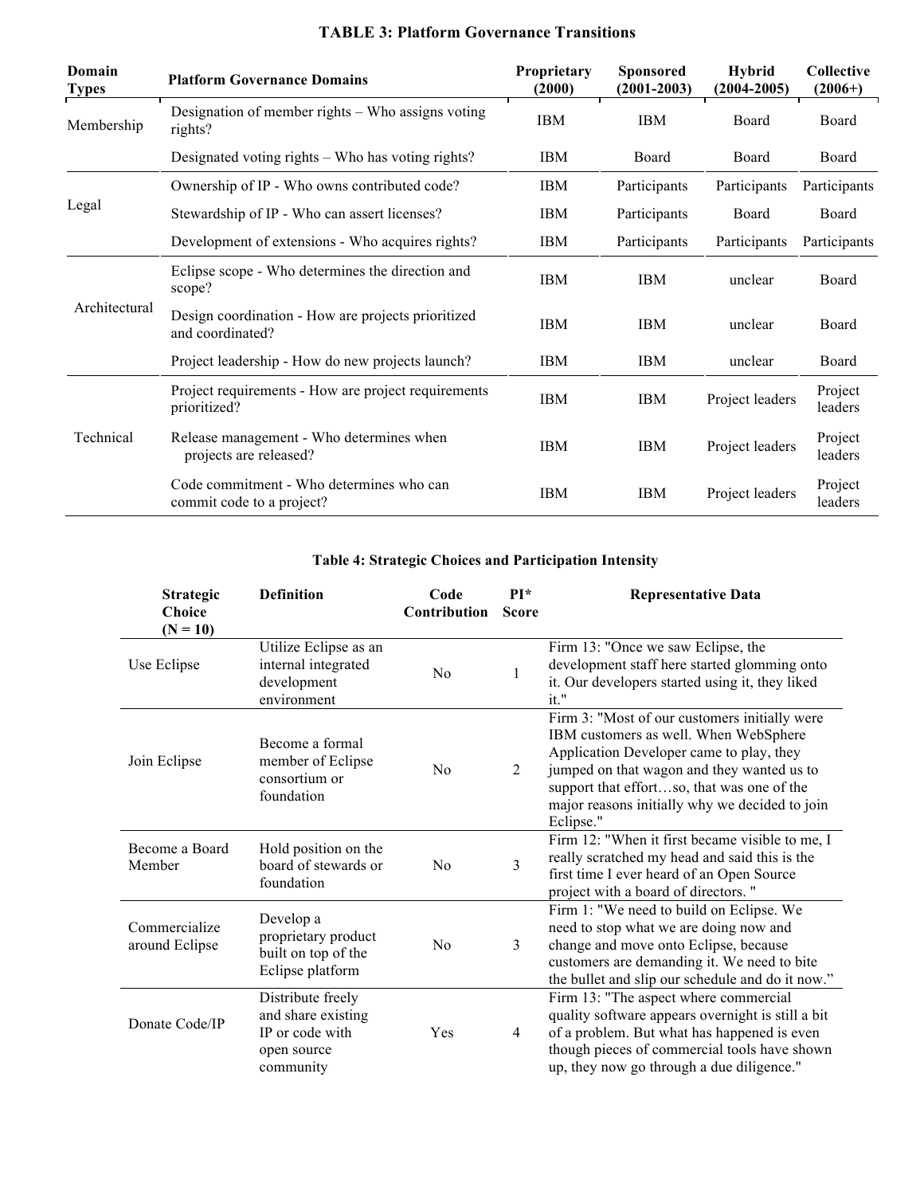**TABLE 3: Platform Governance Transitions**

| Domain Types | Platform Governance Domains | Proprietary (2000) | Sponsored (2001-2003) | Hybrid (2004-2005) | Collective (2006+) |
|---|---|---|---|---|---|
| Membership | Designation of member rights – Who assigns voting rights? | IBM | IBM | Board | Board |
| | Designated voting rights – Who has voting rights? | IBM | Board | Board | Board |
| Legal | Ownership of IP - Who owns contributed code? | IBM | Participants | Participants | Participants |
| | Stewardship of IP - Who can assert licenses? | IBM | Participants | Board | Board |
| | Development of extensions - Who acquires rights? | IBM | Participants | Participants | Participants |
| Architectural | Eclipse scope - Who determines the direction and scope? | IBM | IBM | unclear | Board |
| | Design coordination - How are projects prioritized and coordinated? | IBM | IBM | unclear | Board |
| | Project leadership - How do new projects launch? | IBM | IBM | unclear | Board |
| Technical | Project requirements - How are project requirements prioritized? | IBM | IBM | Project leaders | Project leaders |
| | Release management - Who determines when projects are released? | IBM | IBM | Project leaders | Project leaders |
| | Code commitment - Who determines who can commit code to a project? | IBM | IBM | Project leaders | Project leaders |

**Table 4: Strategic Choices and Participation Intensity**

| Strategic Choice (N = 10) | Definition | Code Contribution | PI* Score | Representative Data |
|---|---|---|---|---|
| Use Eclipse | Utilize Eclipse as an internal integrated development environment | No | 1 | Firm 13: "Once we saw Eclipse, the development staff here started glomming onto it. Our developers started using it, they liked it." |
| Join Eclipse | Become a formal member of Eclipse consortium or foundation | No | 2 | Firm 3: "Most of our customers initially were IBM customers as well. When WebSphere Application Developer came to play, they jumped on that wagon and they wanted us to support that effort…so, that was one of the major reasons initially why we decided to join Eclipse." |
| Become a Board Member | Hold position on the board of stewards or foundation | No | 3 | Firm 12: "When it first became visible to me, I really scratched my head and said this is the first time I ever heard of an Open Source project with a board of directors. " |
| Commercialize around Eclipse | Develop a proprietary product built on top of the Eclipse platform | No | 3 | Firm 1: "We need to build on Eclipse. We need to stop what we are doing now and change and move onto Eclipse, because customers are demanding it. We need to bite the bullet and slip our schedule and do it now." |
| Donate Code/IP | Distribute freely and share existing IP or code with open source community | Yes | 4 | Firm 13: "The aspect where commercial quality software appears overnight is still a bit of a problem. But what has happened is even though pieces of commercial tools have shown up, they now go through a due diligence." |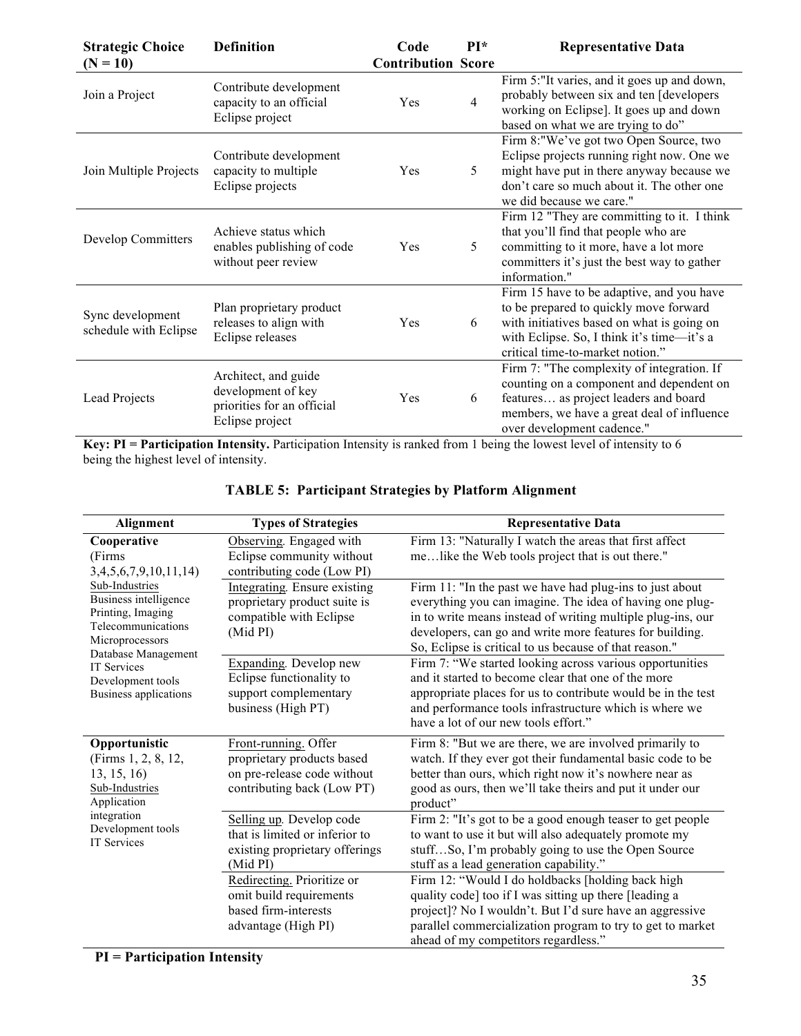| Strategic Choice (N = 10) | Definition | Code Contribution | PI* Score | Representative Data |
|---|---|---|---|---|
| Join a Project | Contribute development capacity to an official Eclipse project | Yes | 4 | Firm 5:"It varies, and it goes up and down, probably between six and ten [developers working on Eclipse]. It goes up and down based on what we are trying to do" |
| Join Multiple Projects | Contribute development capacity to multiple Eclipse projects | Yes | 5 | Firm 8:"We've got two Open Source, two Eclipse projects running right now. One we might have put in there anyway because we don't care so much about it. The other one we did because we care." |
| Develop Committers | Achieve status which enables publishing of code without peer review | Yes | 5 | Firm 12 "They are committing to it. I think that you'll find that people who are committing to it more, have a lot more committers it's just the best way to gather information." |
| Sync development schedule with Eclipse | Plan proprietary product releases to align with Eclipse releases | Yes | 6 | Firm 15 have to be adaptive, and you have to be prepared to quickly move forward with initiatives based on what is going on with Eclipse. So, I think it's time—it's a critical time-to-market notion." |
| Lead Projects | Architect, and guide development of key priorities for an official Eclipse project | Yes | 6 | Firm 7: "The complexity of integration. If counting on a component and dependent on features… as project leaders and board members, we have a great deal of influence over development cadence." |

**Key: PI = Participation Intensity.** Participation Intensity is ranked from 1 being the lowest level of intensity to 6 being the highest level of intensity.

**TABLE 5: Participant Strategies by Platform Alignment**

| Alignment | Types of Strategies | Representative Data |
|---|---|---|
| **Cooperative** (Firms 3,4,5,6,7,9,10,11,14) <br> Sub-Industries <br> Business intelligence <br> Printing, Imaging <br> Telecommunications <br> Microprocessors <br> Database Management <br> IT Services <br> Development tools <br> Business applications | Observing. Engaged with Eclipse community without contributing code (Low PI) | Firm 13: "Naturally I watch the areas that first affect me…like the Web tools project that is out there." |
| | Integrating. Ensure existing proprietary product suite is compatible with Eclipse (Mid PI) | Firm 11: "In the past we have had plug-ins to just about everything you can imagine. The idea of having one plug-in to write means instead of writing multiple plug-ins, our developers, can go and write more features for building. So, Eclipse is critical to us because of that reason." |
| | Expanding. Develop new Eclipse functionality to support complementary business (High PT) | Firm 7: "We started looking across various opportunities and it started to become clear that one of the more appropriate places for us to contribute would be in the test and performance tools infrastructure which is where we have a lot of our new tools effort." |
| **Opportunistic** (Firms 1, 2, 8, 12, 13, 15, 16) <br> Sub-Industries <br> Application integration <br> Development tools <br> IT Services | Front-running. Offer proprietary products based on pre-release code without contributing back (Low PT) | Firm 8: "But we are there, we are involved primarily to watch. If they ever got their fundamental basic code to be better than ours, which right now it's nowhere near as good as ours, then we'll take theirs and put it under our product" |
| | Selling up. Develop code that is limited or inferior to existing proprietary offerings (Mid PI) | Firm 2: "It's got to be a good enough teaser to get people to want to use it but will also adequately promote my stuff…So, I'm probably going to use the Open Source stuff as a lead generation capability." |
| | Redirecting. Prioritize or omit build requirements based firm-interests advantage (High PI) | Firm 12: "Would I do holdbacks [holding back high quality code] too if I was sitting up there [leading a project]? No I wouldn't. But I'd sure have an aggressive parallel commercialization program to try to get to market ahead of my competitors regardless." |

**PI = Participation Intensity**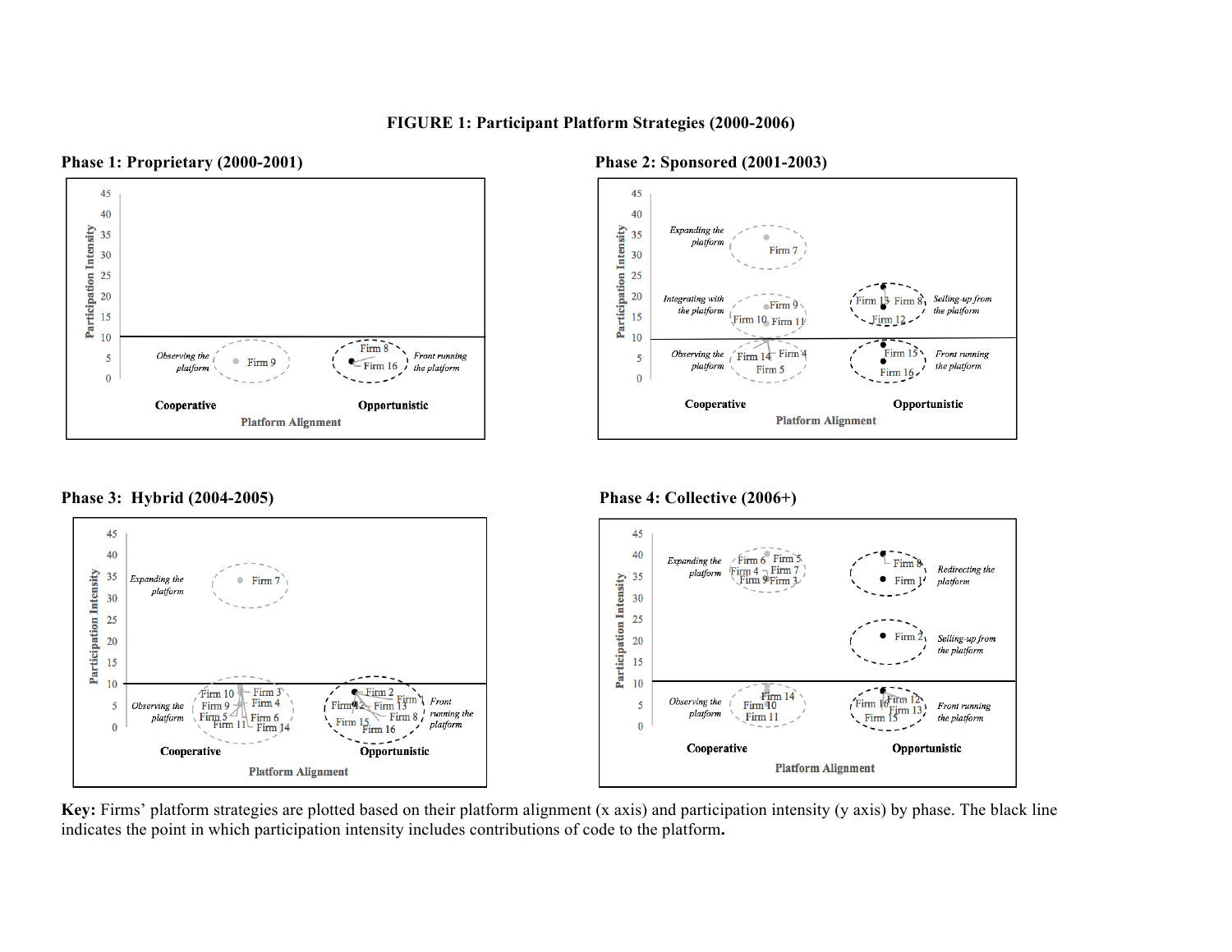**FIGURE 1: Participant Platform Strategies (2000-2006)**

**Phase 1: Proprietary (2000-2001)**

45
40
35
30
25
20
15
10
5
0

Participation Intensity

*Observing the platform*

Firm 9

Firm 8
Firm 16

*Front running the platform*

Cooperative

Opportunistic

Platform Alignment

**Phase 2: Sponsored (2001-2003)**

45
40
35
30
25
20
15
10
5
0

Participation Intensity

*Expanding the platform*

Firm 7

*Integrating with the platform*

Firm 9
Firm 10
Firm 11

Firm 13
Firm 8
Firm 12

*Selling-up from the platform*

*Observing the platform*

Firm 14
Firm 4
Firm 5

Firm 15
Firm 16

*Front running the platform*

Cooperative

Opportunistic

Platform Alignment

**Phase 3: Hybrid (2004-2005)**

45
40
35
30
25
20
15
10
5
0

Participation Intensity

*Expanding the platform*

Firm 7

*Observing the platform*

Firm 10
Firm 9
Firm 5
Firm 11
Firm 3
Firm 4
Firm 6
Firm 14

Firm 2
Firm 12
Firm 13
Firm 1
Firm 8
Firm 15
Firm 16

*Front running the platform*

Cooperative

Opportunistic

Platform Alignment

**Phase 4: Collective (2006+)**

45
40
35
30
25
20
15
10
5
0

Participation Intensity

*Expanding the platform*

Firm 6
Firm 5
Firm 4
Firm 7
Firm 9
Firm 3

Firm 8
Firm 1

*Redirecting the platform*

Firm 2

*Selling-up from the platform*

*Observing the platform*

Firm 14
Firm 10
Firm 11

Firm 16
Firm 12
Firm 13
Firm 15

*Front running the platform*

Cooperative

Opportunistic

Platform Alignment

**Key:** Firms' platform strategies are plotted based on their platform alignment (x axis) and participation intensity (y axis) by phase. The black line indicates the point in which participation intensity includes contributions of code to the platform**.**